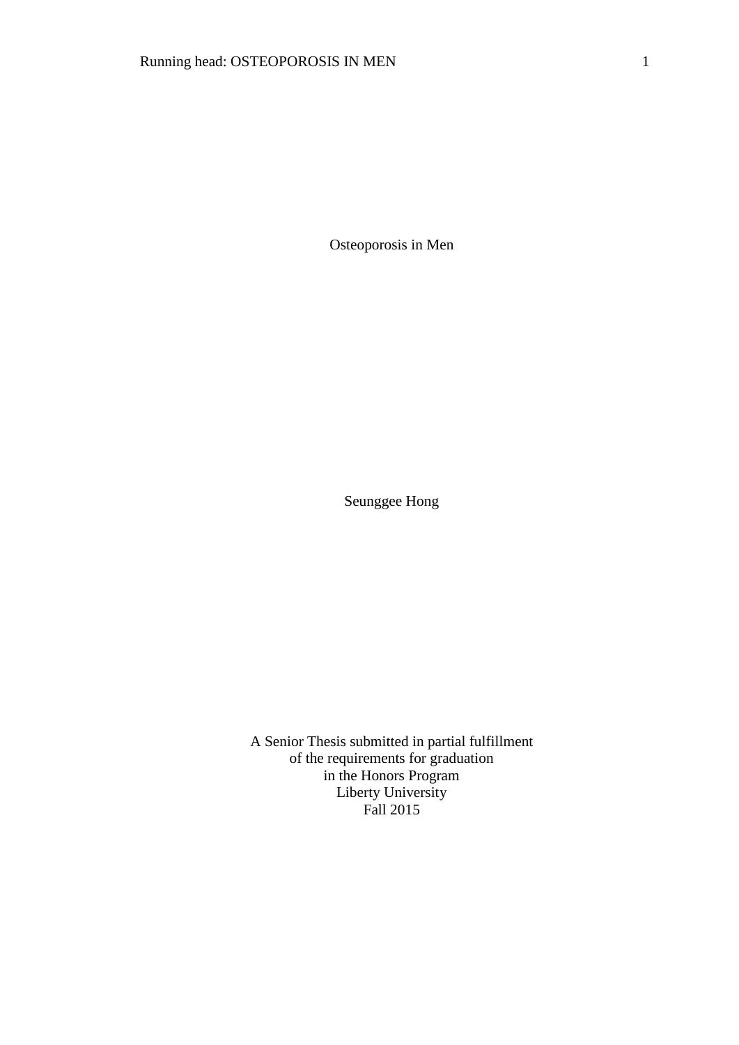# Osteoporosis in Men

Seunggee Hong

A Senior Thesis submitted in partial fulfillment
of the requirements for graduation
in the Honors Program
Liberty University
Fall 2015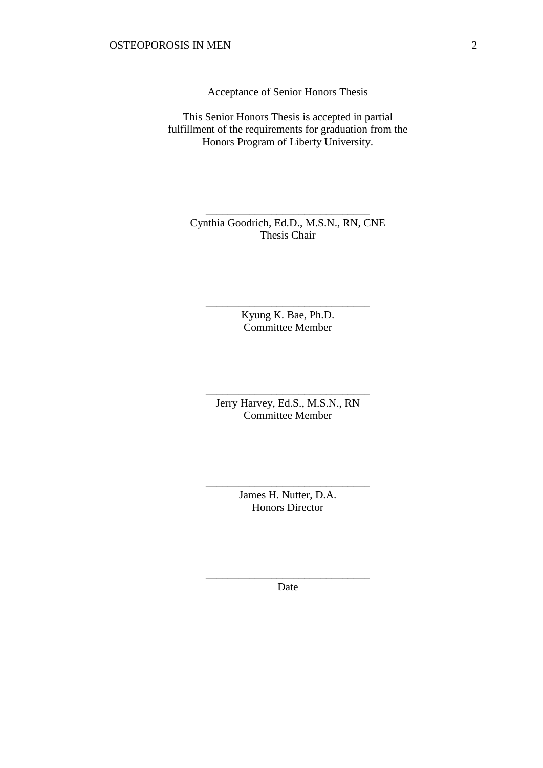Acceptance of Senior Honors Thesis

This Senior Honors Thesis is accepted in partial fulfillment of the requirements for graduation from the Honors Program of Liberty University.

______________________________
Cynthia Goodrich, Ed.D., M.S.N., RN, CNE
Thesis Chair

______________________________
Kyung K. Bae, Ph.D.
Committee Member

______________________________
Jerry Harvey, Ed.S., M.S.N., RN
Committee Member

______________________________
James H. Nutter, D.A.
Honors Director

______________________________
Date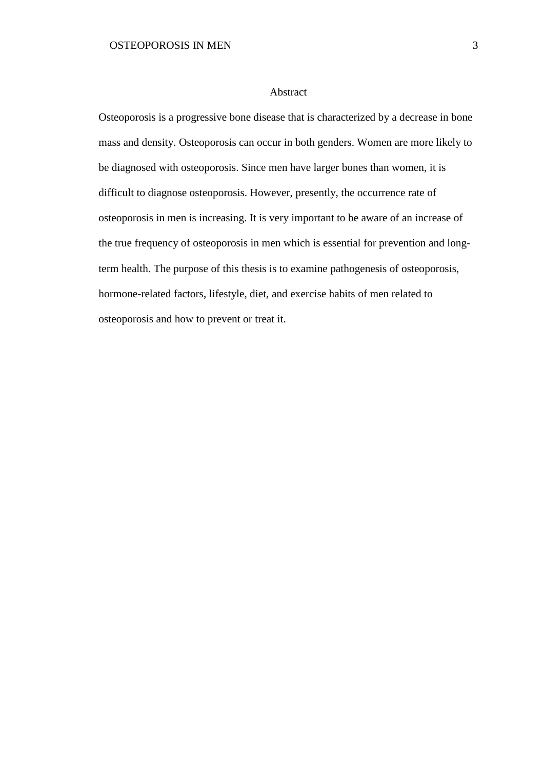# Abstract

Osteoporosis is a progressive bone disease that is characterized by a decrease in bone mass and density. Osteoporosis can occur in both genders. Women are more likely to be diagnosed with osteoporosis. Since men have larger bones than women, it is difficult to diagnose osteoporosis. However, presently, the occurrence rate of osteoporosis in men is increasing. It is very important to be aware of an increase of the true frequency of osteoporosis in men which is essential for prevention and long-term health. The purpose of this thesis is to examine pathogenesis of osteoporosis, hormone-related factors, lifestyle, diet, and exercise habits of men related to osteoporosis and how to prevent or treat it.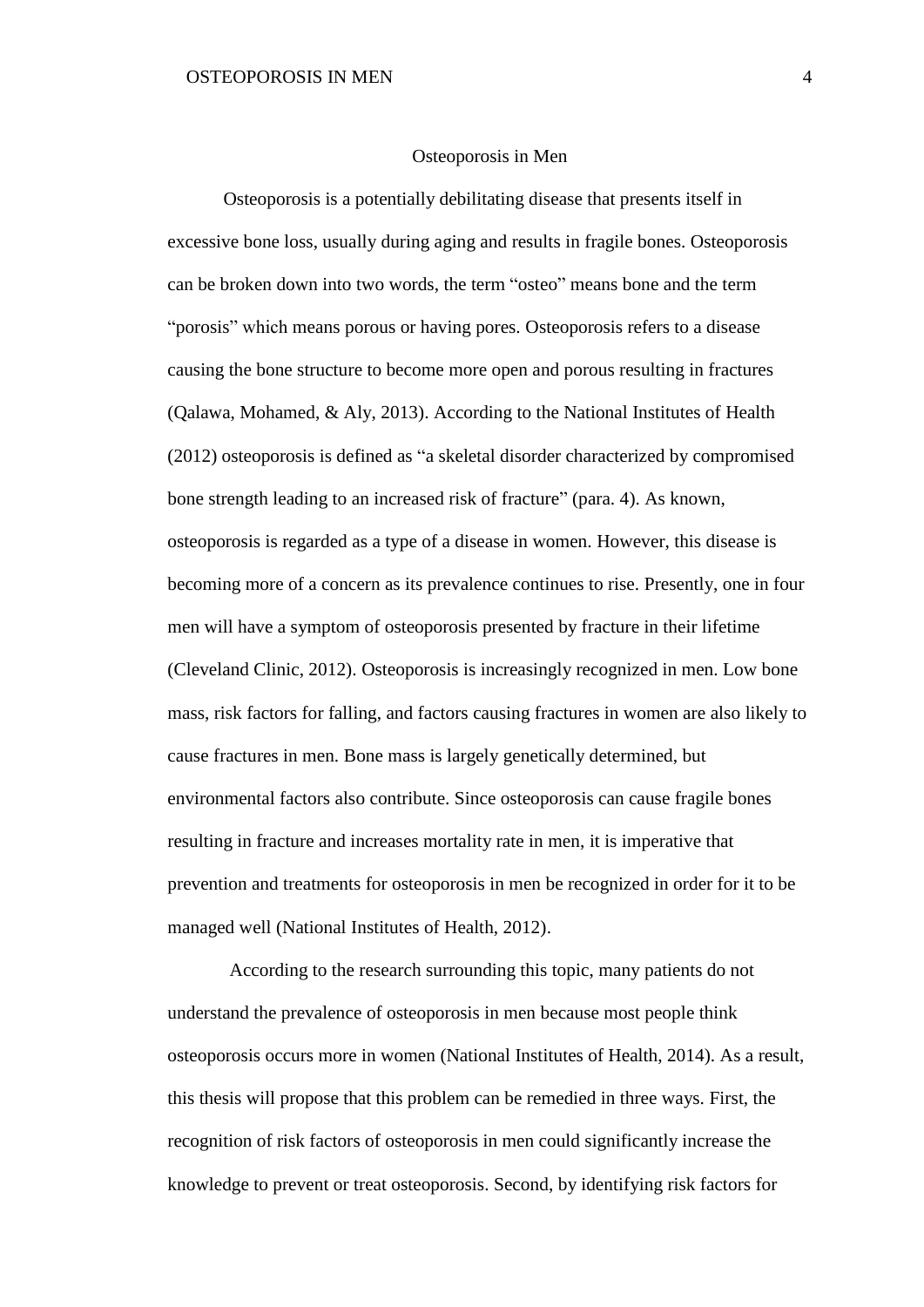# Osteoporosis in Men

Osteoporosis is a potentially debilitating disease that presents itself in excessive bone loss, usually during aging and results in fragile bones. Osteoporosis can be broken down into two words, the term "osteo" means bone and the term "porosis" which means porous or having pores. Osteoporosis refers to a disease causing the bone structure to become more open and porous resulting in fractures (Qalawa, Mohamed, & Aly, 2013). According to the National Institutes of Health (2012) osteoporosis is defined as "a skeletal disorder characterized by compromised bone strength leading to an increased risk of fracture" (para. 4). As known, osteoporosis is regarded as a type of a disease in women. However, this disease is becoming more of a concern as its prevalence continues to rise. Presently, one in four men will have a symptom of osteoporosis presented by fracture in their lifetime (Cleveland Clinic, 2012). Osteoporosis is increasingly recognized in men. Low bone mass, risk factors for falling, and factors causing fractures in women are also likely to cause fractures in men. Bone mass is largely genetically determined, but environmental factors also contribute. Since osteoporosis can cause fragile bones resulting in fracture and increases mortality rate in men, it is imperative that prevention and treatments for osteoporosis in men be recognized in order for it to be managed well (National Institutes of Health, 2012).

According to the research surrounding this topic, many patients do not understand the prevalence of osteoporosis in men because most people think osteoporosis occurs more in women (National Institutes of Health, 2014). As a result, this thesis will propose that this problem can be remedied in three ways. First, the recognition of risk factors of osteoporosis in men could significantly increase the knowledge to prevent or treat osteoporosis. Second, by identifying risk factors for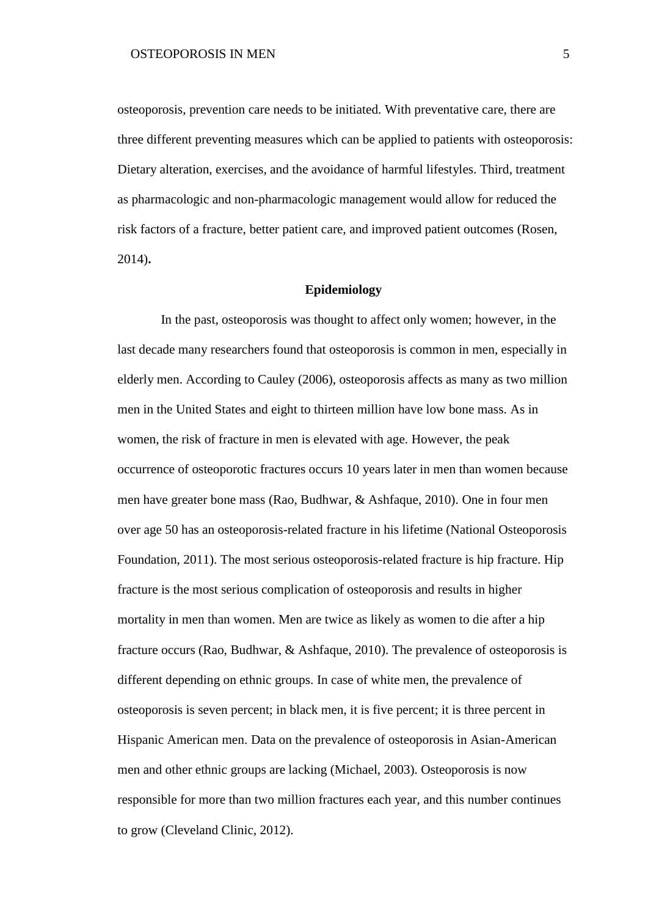osteoporosis, prevention care needs to be initiated. With preventative care, there are three different preventing measures which can be applied to patients with osteoporosis: Dietary alteration, exercises, and the avoidance of harmful lifestyles. Third, treatment as pharmacologic and non-pharmacologic management would allow for reduced the risk factors of a fracture, better patient care, and improved patient outcomes (Rosen, 2014)**.**

## Epidemiology

In the past, osteoporosis was thought to affect only women; however, in the last decade many researchers found that osteoporosis is common in men, especially in elderly men. According to Cauley (2006), osteoporosis affects as many as two million men in the United States and eight to thirteen million have low bone mass. As in women, the risk of fracture in men is elevated with age. However, the peak occurrence of osteoporotic fractures occurs 10 years later in men than women because men have greater bone mass (Rao, Budhwar, & Ashfaque, 2010). One in four men over age 50 has an osteoporosis-related fracture in his lifetime (National Osteoporosis Foundation, 2011). The most serious osteoporosis-related fracture is hip fracture. Hip fracture is the most serious complication of osteoporosis and results in higher mortality in men than women. Men are twice as likely as women to die after a hip fracture occurs (Rao, Budhwar, & Ashfaque, 2010). The prevalence of osteoporosis is different depending on ethnic groups. In case of white men, the prevalence of osteoporosis is seven percent; in black men, it is five percent; it is three percent in Hispanic American men. Data on the prevalence of osteoporosis in Asian-American men and other ethnic groups are lacking (Michael, 2003). Osteoporosis is now responsible for more than two million fractures each year, and this number continues to grow (Cleveland Clinic, 2012).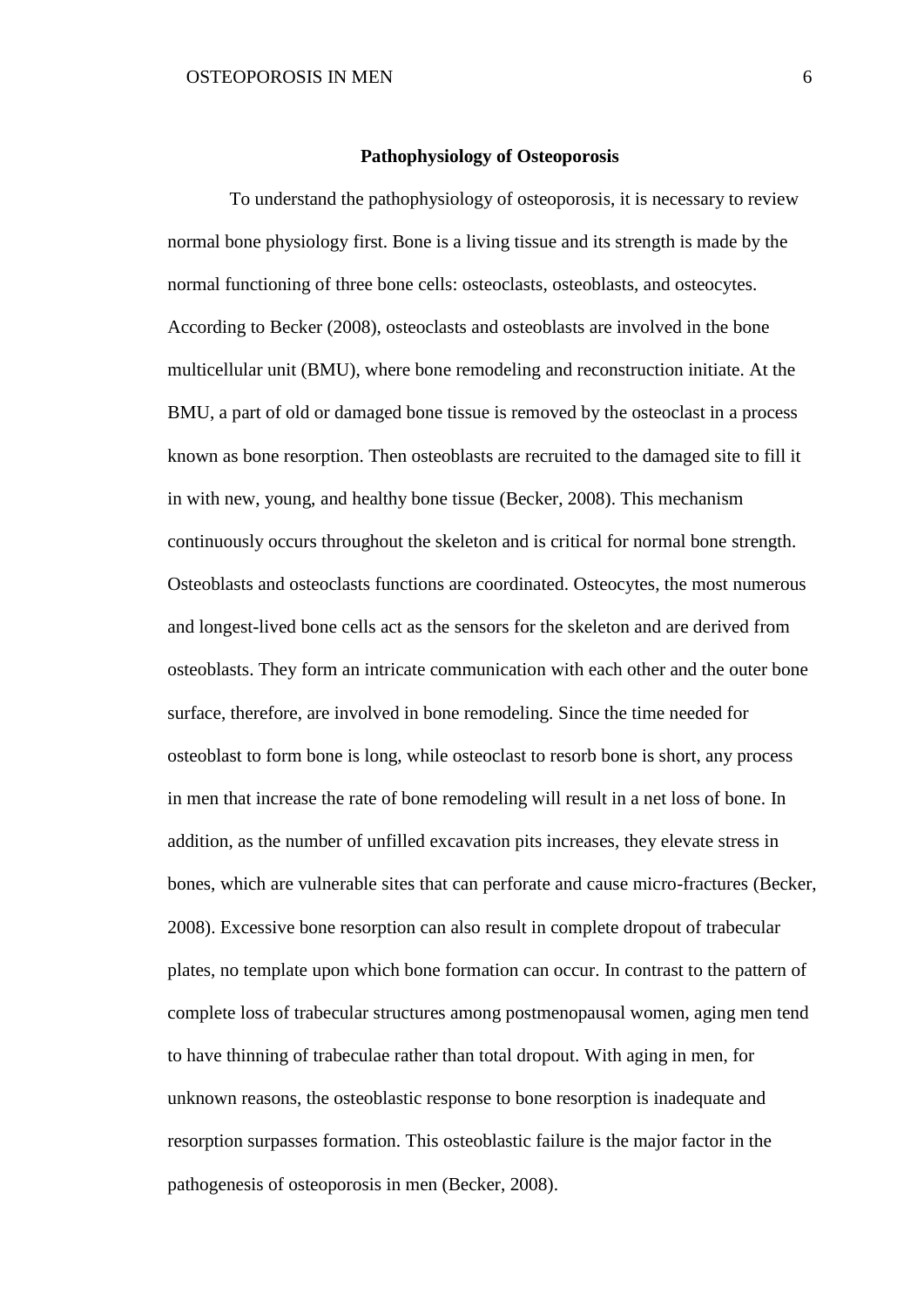## Pathophysiology of Osteoporosis

To understand the pathophysiology of osteoporosis, it is necessary to review normal bone physiology first. Bone is a living tissue and its strength is made by the normal functioning of three bone cells: osteoclasts, osteoblasts, and osteocytes. According to Becker (2008), osteoclasts and osteoblasts are involved in the bone multicellular unit (BMU), where bone remodeling and reconstruction initiate. At the BMU, a part of old or damaged bone tissue is removed by the osteoclast in a process known as bone resorption. Then osteoblasts are recruited to the damaged site to fill it in with new, young, and healthy bone tissue (Becker, 2008). This mechanism continuously occurs throughout the skeleton and is critical for normal bone strength. Osteoblasts and osteoclasts functions are coordinated. Osteocytes, the most numerous and longest-lived bone cells act as the sensors for the skeleton and are derived from osteoblasts. They form an intricate communication with each other and the outer bone surface, therefore, are involved in bone remodeling. Since the time needed for osteoblast to form bone is long, while osteoclast to resorb bone is short, any process in men that increase the rate of bone remodeling will result in a net loss of bone. In addition, as the number of unfilled excavation pits increases, they elevate stress in bones, which are vulnerable sites that can perforate and cause micro-fractures (Becker, 2008). Excessive bone resorption can also result in complete dropout of trabecular plates, no template upon which bone formation can occur. In contrast to the pattern of complete loss of trabecular structures among postmenopausal women, aging men tend to have thinning of trabeculae rather than total dropout. With aging in men, for unknown reasons, the osteoblastic response to bone resorption is inadequate and resorption surpasses formation. This osteoblastic failure is the major factor in the pathogenesis of osteoporosis in men (Becker, 2008).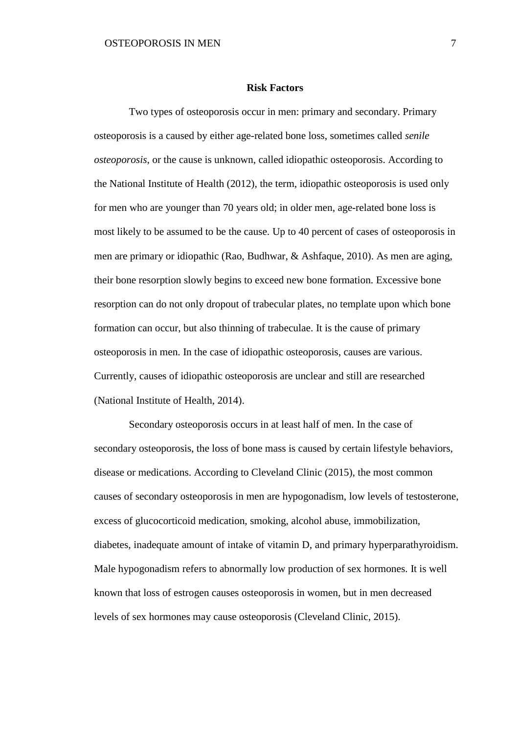## Risk Factors

Two types of osteoporosis occur in men: primary and secondary. Primary osteoporosis is a caused by either age-related bone loss, sometimes called *senile osteoporosis*, or the cause is unknown, called idiopathic osteoporosis. According to the National Institute of Health (2012), the term, idiopathic osteoporosis is used only for men who are younger than 70 years old; in older men, age-related bone loss is most likely to be assumed to be the cause. Up to 40 percent of cases of osteoporosis in men are primary or idiopathic (Rao, Budhwar, & Ashfaque, 2010). As men are aging, their bone resorption slowly begins to exceed new bone formation. Excessive bone resorption can do not only dropout of trabecular plates, no template upon which bone formation can occur, but also thinning of trabeculae. It is the cause of primary osteoporosis in men. In the case of idiopathic osteoporosis, causes are various. Currently, causes of idiopathic osteoporosis are unclear and still are researched (National Institute of Health, 2014).

Secondary osteoporosis occurs in at least half of men. In the case of secondary osteoporosis, the loss of bone mass is caused by certain lifestyle behaviors, disease or medications. According to Cleveland Clinic (2015), the most common causes of secondary osteoporosis in men are hypogonadism, low levels of testosterone, excess of glucocorticoid medication, smoking, alcohol abuse, immobilization, diabetes, inadequate amount of intake of vitamin D, and primary hyperparathyroidism. Male hypogonadism refers to abnormally low production of sex hormones. It is well known that loss of estrogen causes osteoporosis in women, but in men decreased levels of sex hormones may cause osteoporosis (Cleveland Clinic, 2015).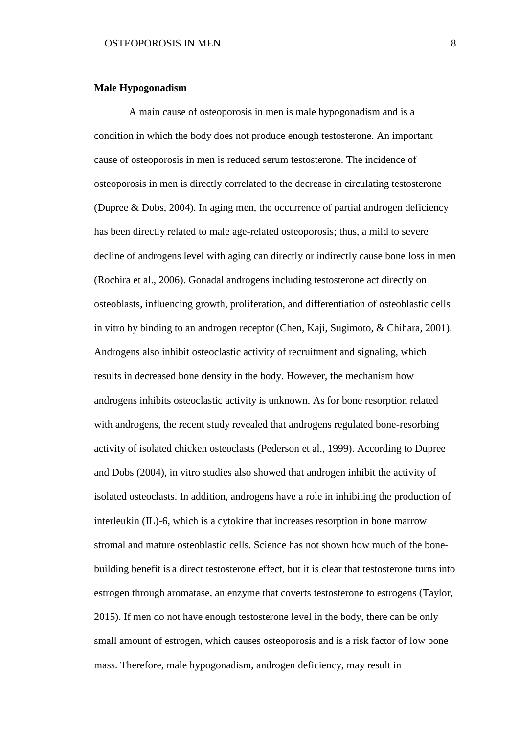**Male Hypogonadism**

A main cause of osteoporosis in men is male hypogonadism and is a condition in which the body does not produce enough testosterone. An important cause of osteoporosis in men is reduced serum testosterone. The incidence of osteoporosis in men is directly correlated to the decrease in circulating testosterone (Dupree & Dobs, 2004). In aging men, the occurrence of partial androgen deficiency has been directly related to male age-related osteoporosis; thus, a mild to severe decline of androgens level with aging can directly or indirectly cause bone loss in men (Rochira et al., 2006). Gonadal androgens including testosterone act directly on osteoblasts, influencing growth, proliferation, and differentiation of osteoblastic cells in vitro by binding to an androgen receptor (Chen, Kaji, Sugimoto, & Chihara, 2001). Androgens also inhibit osteoclastic activity of recruitment and signaling, which results in decreased bone density in the body. However, the mechanism how androgens inhibits osteoclastic activity is unknown. As for bone resorption related with androgens, the recent study revealed that androgens regulated bone-resorbing activity of isolated chicken osteoclasts (Pederson et al., 1999). According to Dupree and Dobs (2004), in vitro studies also showed that androgen inhibit the activity of isolated osteoclasts. In addition, androgens have a role in inhibiting the production of interleukin (IL)-6, which is a cytokine that increases resorption in bone marrow stromal and mature osteoblastic cells. Science has not shown how much of the bone-building benefit is a direct testosterone effect, but it is clear that testosterone turns into estrogen through aromatase, an enzyme that coverts testosterone to estrogens (Taylor, 2015). If men do not have enough testosterone level in the body, there can be only small amount of estrogen, which causes osteoporosis and is a risk factor of low bone mass. Therefore, male hypogonadism, androgen deficiency, may result in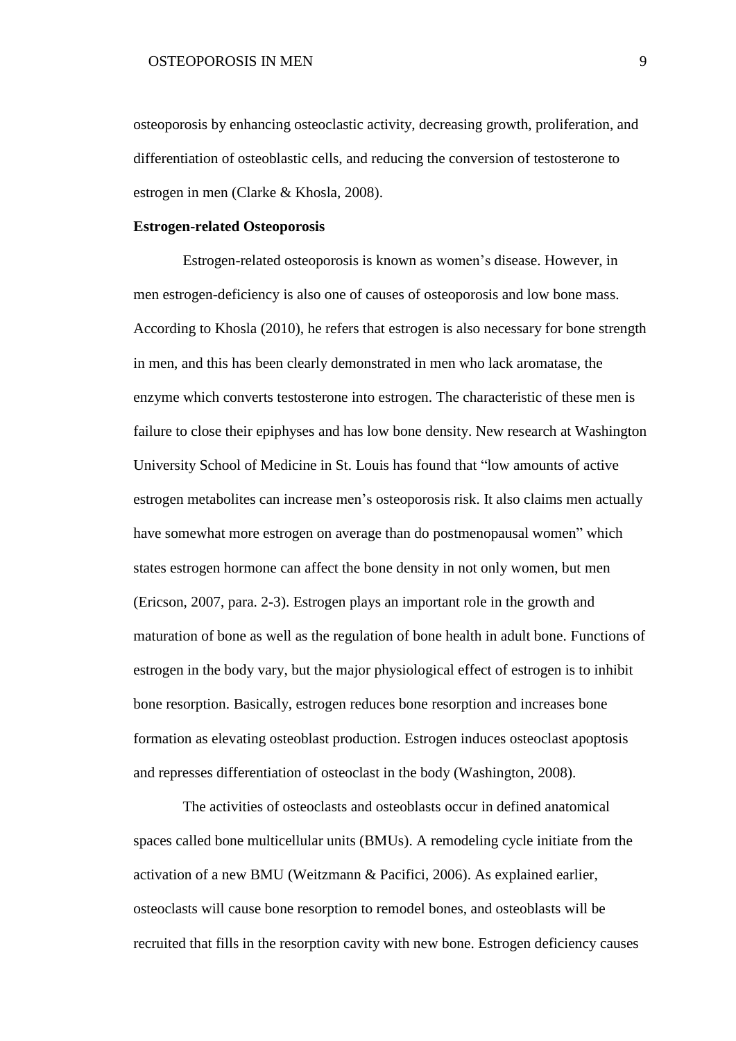osteoporosis by enhancing osteoclastic activity, decreasing growth, proliferation, and differentiation of osteoblastic cells, and reducing the conversion of testosterone to estrogen in men (Clarke & Khosla, 2008).

**Estrogen-related Osteoporosis**

Estrogen-related osteoporosis is known as women's disease. However, in men estrogen-deficiency is also one of causes of osteoporosis and low bone mass. According to Khosla (2010), he refers that estrogen is also necessary for bone strength in men, and this has been clearly demonstrated in men who lack aromatase, the enzyme which converts testosterone into estrogen. The characteristic of these men is failure to close their epiphyses and has low bone density. New research at Washington University School of Medicine in St. Louis has found that "low amounts of active estrogen metabolites can increase men's osteoporosis risk. It also claims men actually have somewhat more estrogen on average than do postmenopausal women" which states estrogen hormone can affect the bone density in not only women, but men (Ericson, 2007, para. 2-3). Estrogen plays an important role in the growth and maturation of bone as well as the regulation of bone health in adult bone. Functions of estrogen in the body vary, but the major physiological effect of estrogen is to inhibit bone resorption. Basically, estrogen reduces bone resorption and increases bone formation as elevating osteoblast production. Estrogen induces osteoclast apoptosis and represses differentiation of osteoclast in the body (Washington, 2008).

The activities of osteoclasts and osteoblasts occur in defined anatomical spaces called bone multicellular units (BMUs). A remodeling cycle initiate from the activation of a new BMU (Weitzmann & Pacifici, 2006). As explained earlier, osteoclasts will cause bone resorption to remodel bones, and osteoblasts will be recruited that fills in the resorption cavity with new bone. Estrogen deficiency causes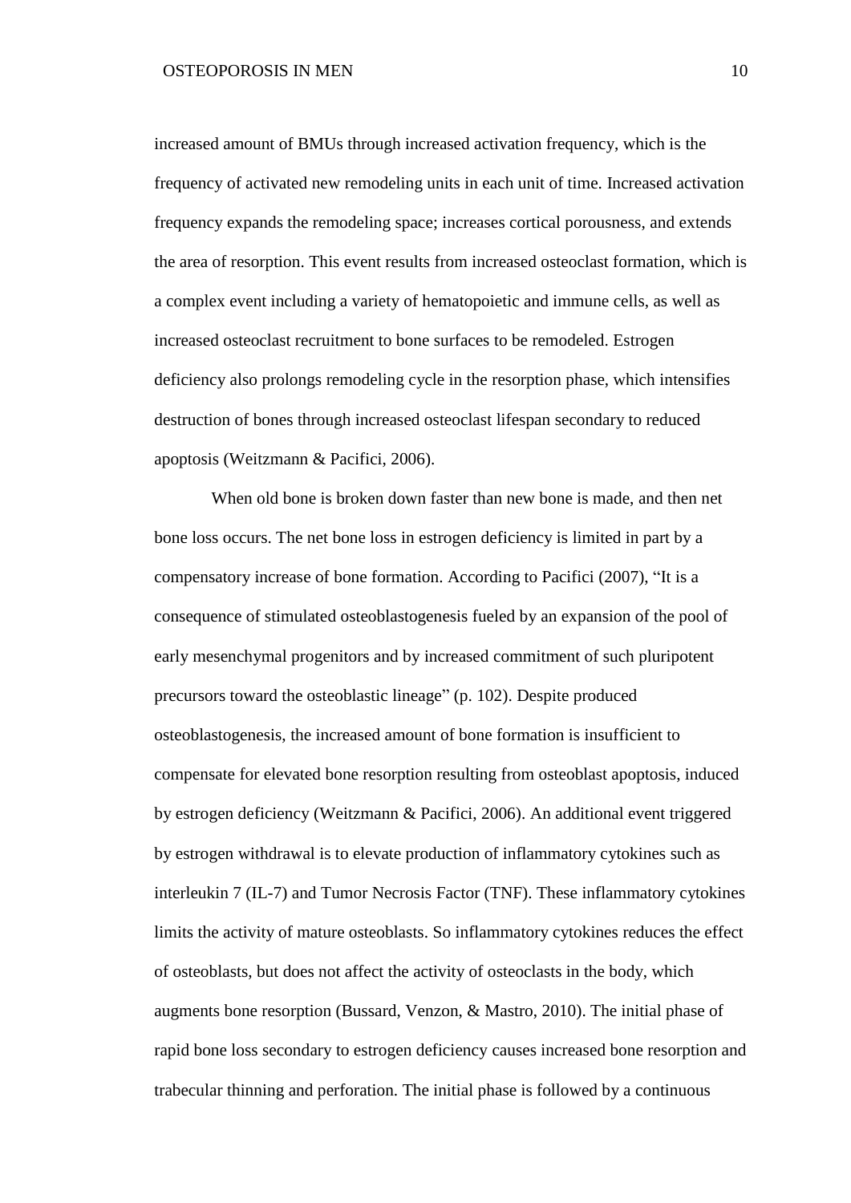increased amount of BMUs through increased activation frequency, which is the frequency of activated new remodeling units in each unit of time. Increased activation frequency expands the remodeling space; increases cortical porousness, and extends the area of resorption. This event results from increased osteoclast formation, which is a complex event including a variety of hematopoietic and immune cells, as well as increased osteoclast recruitment to bone surfaces to be remodeled. Estrogen deficiency also prolongs remodeling cycle in the resorption phase, which intensifies destruction of bones through increased osteoclast lifespan secondary to reduced apoptosis (Weitzmann & Pacifici, 2006).

When old bone is broken down faster than new bone is made, and then net bone loss occurs. The net bone loss in estrogen deficiency is limited in part by a compensatory increase of bone formation. According to Pacifici (2007), "It is a consequence of stimulated osteoblastogenesis fueled by an expansion of the pool of early mesenchymal progenitors and by increased commitment of such pluripotent precursors toward the osteoblastic lineage" (p. 102). Despite produced osteoblastogenesis, the increased amount of bone formation is insufficient to compensate for elevated bone resorption resulting from osteoblast apoptosis, induced by estrogen deficiency (Weitzmann & Pacifici, 2006). An additional event triggered by estrogen withdrawal is to elevate production of inflammatory cytokines such as interleukin 7 (IL-7) and Tumor Necrosis Factor (TNF). These inflammatory cytokines limits the activity of mature osteoblasts. So inflammatory cytokines reduces the effect of osteoblasts, but does not affect the activity of osteoclasts in the body, which augments bone resorption (Bussard, Venzon, & Mastro, 2010). The initial phase of rapid bone loss secondary to estrogen deficiency causes increased bone resorption and trabecular thinning and perforation. The initial phase is followed by a continuous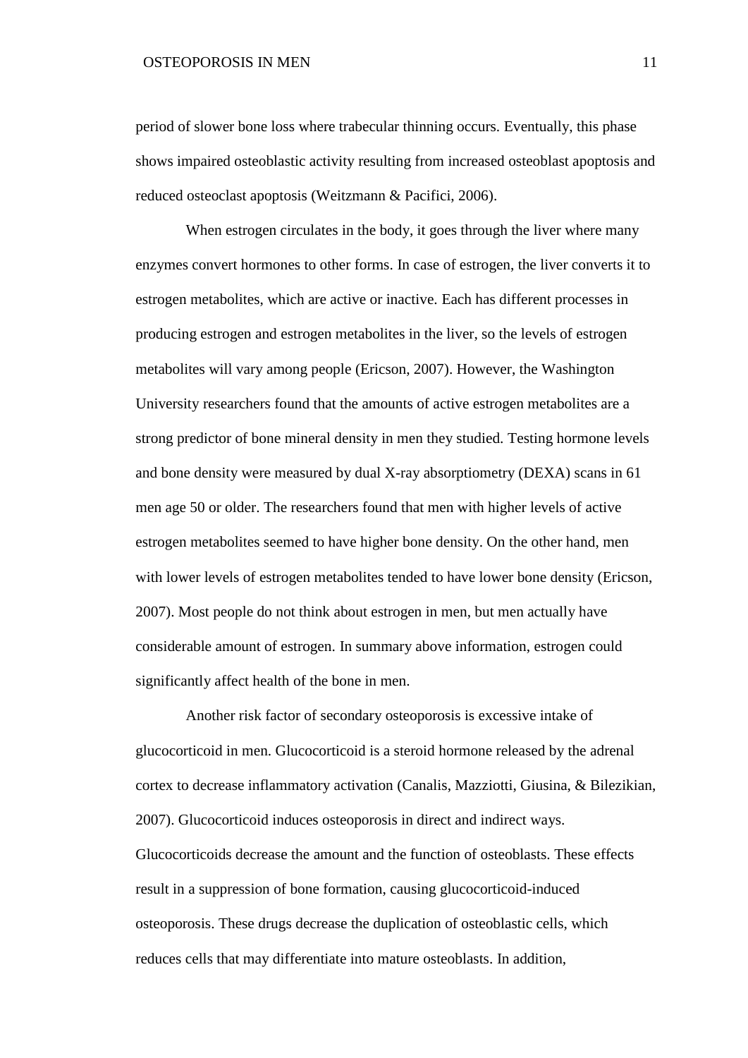period of slower bone loss where trabecular thinning occurs. Eventually, this phase shows impaired osteoblastic activity resulting from increased osteoblast apoptosis and reduced osteoclast apoptosis (Weitzmann & Pacifici, 2006).

When estrogen circulates in the body, it goes through the liver where many enzymes convert hormones to other forms. In case of estrogen, the liver converts it to estrogen metabolites, which are active or inactive. Each has different processes in producing estrogen and estrogen metabolites in the liver, so the levels of estrogen metabolites will vary among people (Ericson, 2007). However, the Washington University researchers found that the amounts of active estrogen metabolites are a strong predictor of bone mineral density in men they studied. Testing hormone levels and bone density were measured by dual X-ray absorptiometry (DEXA) scans in 61 men age 50 or older. The researchers found that men with higher levels of active estrogen metabolites seemed to have higher bone density. On the other hand, men with lower levels of estrogen metabolites tended to have lower bone density (Ericson, 2007). Most people do not think about estrogen in men, but men actually have considerable amount of estrogen. In summary above information, estrogen could significantly affect health of the bone in men.

Another risk factor of secondary osteoporosis is excessive intake of glucocorticoid in men. Glucocorticoid is a steroid hormone released by the adrenal cortex to decrease inflammatory activation (Canalis, Mazziotti, Giusina, & Bilezikian, 2007). Glucocorticoid induces osteoporosis in direct and indirect ways. Glucocorticoids decrease the amount and the function of osteoblasts. These effects result in a suppression of bone formation, causing glucocorticoid-induced osteoporosis. These drugs decrease the duplication of osteoblastic cells, which reduces cells that may differentiate into mature osteoblasts. In addition,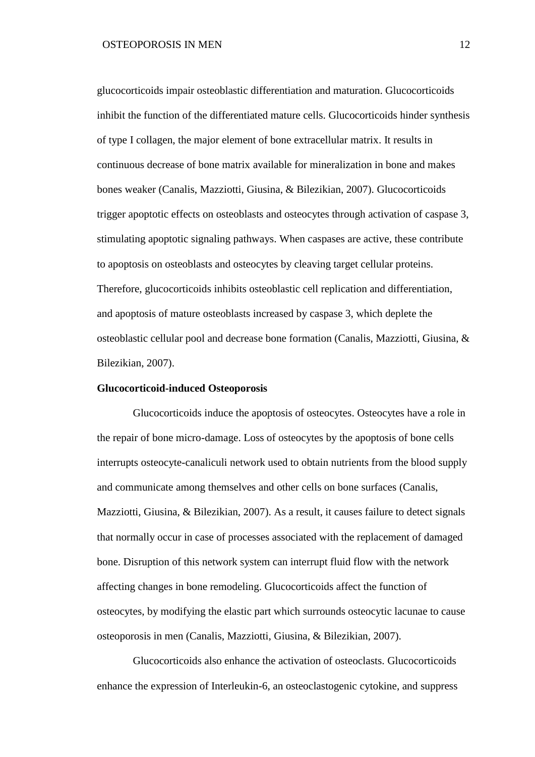glucocorticoids impair osteoblastic differentiation and maturation. Glucocorticoids inhibit the function of the differentiated mature cells. Glucocorticoids hinder synthesis of type I collagen, the major element of bone extracellular matrix. It results in continuous decrease of bone matrix available for mineralization in bone and makes bones weaker (Canalis, Mazziotti, Giusina, & Bilezikian, 2007). Glucocorticoids trigger apoptotic effects on osteoblasts and osteocytes through activation of caspase 3, stimulating apoptotic signaling pathways. When caspases are active, these contribute to apoptosis on osteoblasts and osteocytes by cleaving target cellular proteins. Therefore, glucocorticoids inhibits osteoblastic cell replication and differentiation, and apoptosis of mature osteoblasts increased by caspase 3, which deplete the osteoblastic cellular pool and decrease bone formation (Canalis, Mazziotti, Giusina, & Bilezikian, 2007).

**Glucocorticoid-induced Osteoporosis**

Glucocorticoids induce the apoptosis of osteocytes. Osteocytes have a role in the repair of bone micro-damage. Loss of osteocytes by the apoptosis of bone cells interrupts osteocyte-canaliculi network used to obtain nutrients from the blood supply and communicate among themselves and other cells on bone surfaces (Canalis, Mazziotti, Giusina, & Bilezikian, 2007). As a result, it causes failure to detect signals that normally occur in case of processes associated with the replacement of damaged bone. Disruption of this network system can interrupt fluid flow with the network affecting changes in bone remodeling. Glucocorticoids affect the function of osteocytes, by modifying the elastic part which surrounds osteocytic lacunae to cause osteoporosis in men (Canalis, Mazziotti, Giusina, & Bilezikian, 2007).

Glucocorticoids also enhance the activation of osteoclasts. Glucocorticoids enhance the expression of Interleukin-6, an osteoclastogenic cytokine, and suppress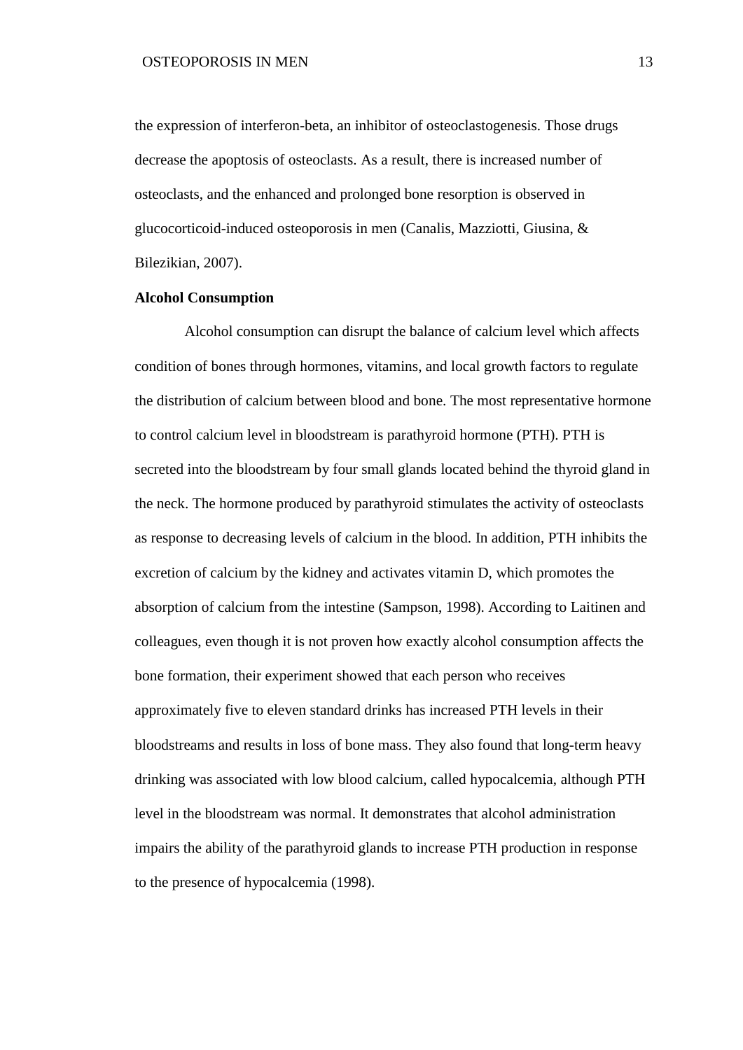the expression of interferon-beta, an inhibitor of osteoclastogenesis. Those drugs decrease the apoptosis of osteoclasts. As a result, there is increased number of osteoclasts, and the enhanced and prolonged bone resorption is observed in glucocorticoid-induced osteoporosis in men (Canalis, Mazziotti, Giusina, & Bilezikian, 2007).

**Alcohol Consumption**

Alcohol consumption can disrupt the balance of calcium level which affects condition of bones through hormones, vitamins, and local growth factors to regulate the distribution of calcium between blood and bone. The most representative hormone to control calcium level in bloodstream is parathyroid hormone (PTH). PTH is secreted into the bloodstream by four small glands located behind the thyroid gland in the neck. The hormone produced by parathyroid stimulates the activity of osteoclasts as response to decreasing levels of calcium in the blood. In addition, PTH inhibits the excretion of calcium by the kidney and activates vitamin D, which promotes the absorption of calcium from the intestine (Sampson, 1998). According to Laitinen and colleagues, even though it is not proven how exactly alcohol consumption affects the bone formation, their experiment showed that each person who receives approximately five to eleven standard drinks has increased PTH levels in their bloodstreams and results in loss of bone mass. They also found that long-term heavy drinking was associated with low blood calcium, called hypocalcemia, although PTH level in the bloodstream was normal. It demonstrates that alcohol administration impairs the ability of the parathyroid glands to increase PTH production in response to the presence of hypocalcemia (1998).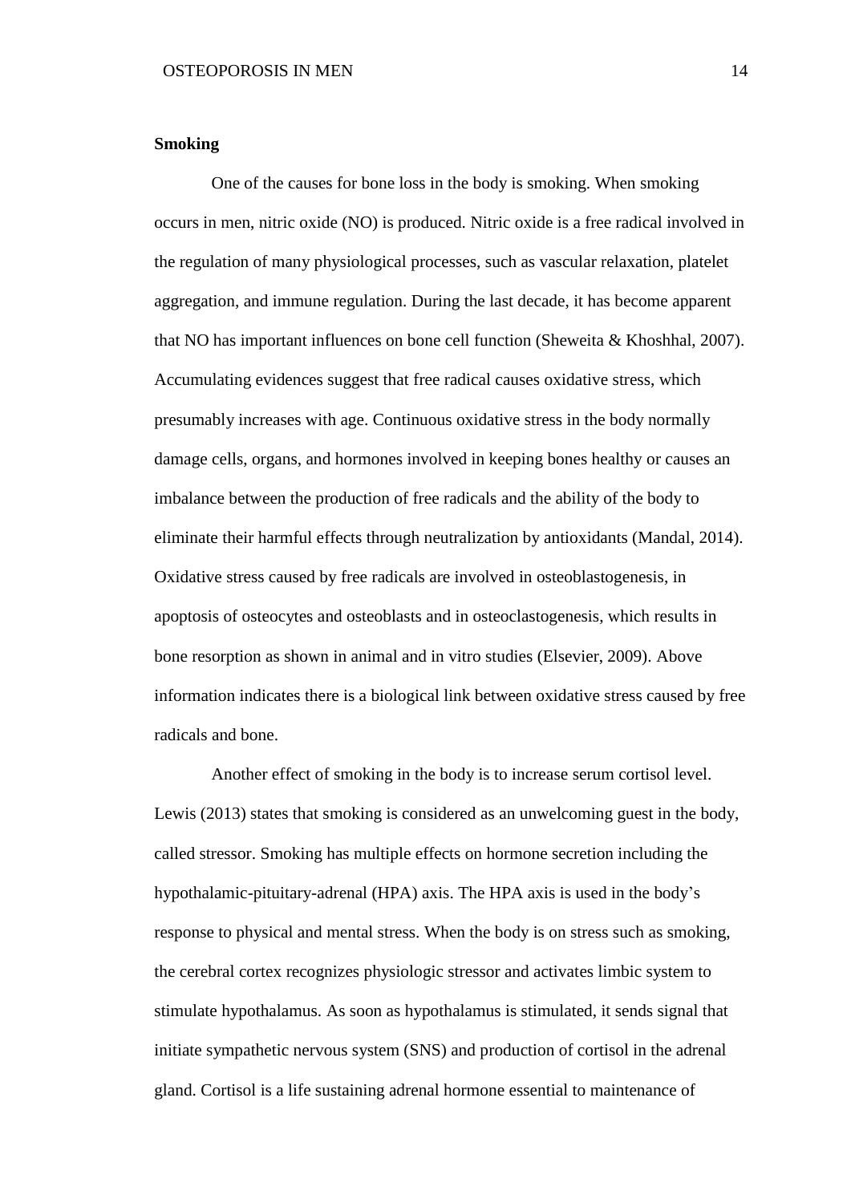**Smoking**

One of the causes for bone loss in the body is smoking. When smoking occurs in men, nitric oxide (NO) is produced. Nitric oxide is a free radical involved in the regulation of many physiological processes, such as vascular relaxation, platelet aggregation, and immune regulation. During the last decade, it has become apparent that NO has important influences on bone cell function (Sheweita & Khoshhal, 2007). Accumulating evidences suggest that free radical causes oxidative stress, which presumably increases with age. Continuous oxidative stress in the body normally damage cells, organs, and hormones involved in keeping bones healthy or causes an imbalance between the production of free radicals and the ability of the body to eliminate their harmful effects through neutralization by antioxidants (Mandal, 2014). Oxidative stress caused by free radicals are involved in osteoblastogenesis, in apoptosis of osteocytes and osteoblasts and in osteoclastogenesis, which results in bone resorption as shown in animal and in vitro studies (Elsevier, 2009). Above information indicates there is a biological link between oxidative stress caused by free radicals and bone.

Another effect of smoking in the body is to increase serum cortisol level. Lewis (2013) states that smoking is considered as an unwelcoming guest in the body, called stressor. Smoking has multiple effects on hormone secretion including the hypothalamic-pituitary-adrenal (HPA) axis. The HPA axis is used in the body's response to physical and mental stress. When the body is on stress such as smoking, the cerebral cortex recognizes physiologic stressor and activates limbic system to stimulate hypothalamus. As soon as hypothalamus is stimulated, it sends signal that initiate sympathetic nervous system (SNS) and production of cortisol in the adrenal gland. Cortisol is a life sustaining adrenal hormone essential to maintenance of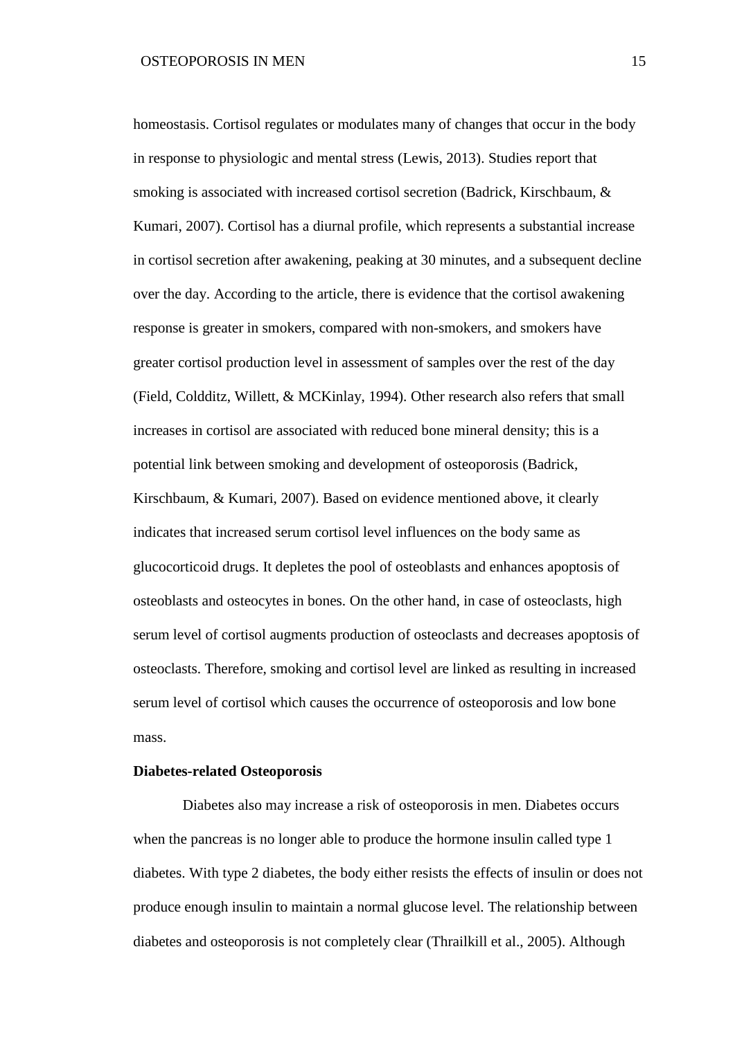homeostasis. Cortisol regulates or modulates many of changes that occur in the body in response to physiologic and mental stress (Lewis, 2013). Studies report that smoking is associated with increased cortisol secretion (Badrick, Kirschbaum, & Kumari, 2007). Cortisol has a diurnal profile, which represents a substantial increase in cortisol secretion after awakening, peaking at 30 minutes, and a subsequent decline over the day. According to the article, there is evidence that the cortisol awakening response is greater in smokers, compared with non-smokers, and smokers have greater cortisol production level in assessment of samples over the rest of the day (Field, Coldditz, Willett, & MCKinlay, 1994). Other research also refers that small increases in cortisol are associated with reduced bone mineral density; this is a potential link between smoking and development of osteoporosis (Badrick, Kirschbaum, & Kumari, 2007). Based on evidence mentioned above, it clearly indicates that increased serum cortisol level influences on the body same as glucocorticoid drugs. It depletes the pool of osteoblasts and enhances apoptosis of osteoblasts and osteocytes in bones. On the other hand, in case of osteoclasts, high serum level of cortisol augments production of osteoclasts and decreases apoptosis of osteoclasts. Therefore, smoking and cortisol level are linked as resulting in increased serum level of cortisol which causes the occurrence of osteoporosis and low bone mass.

**Diabetes-related Osteoporosis**

Diabetes also may increase a risk of osteoporosis in men. Diabetes occurs when the pancreas is no longer able to produce the hormone insulin called type 1 diabetes. With type 2 diabetes, the body either resists the effects of insulin or does not produce enough insulin to maintain a normal glucose level. The relationship between diabetes and osteoporosis is not completely clear (Thrailkill et al., 2005). Although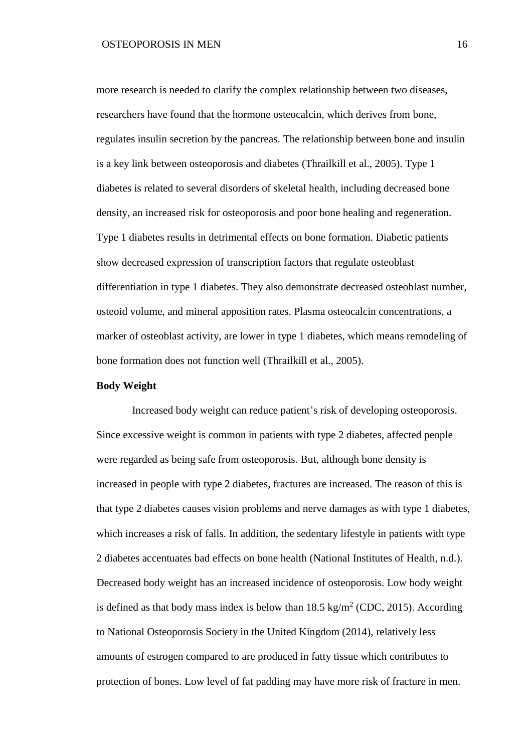more research is needed to clarify the complex relationship between two diseases, researchers have found that the hormone osteocalcin, which derives from bone, regulates insulin secretion by the pancreas. The relationship between bone and insulin is a key link between osteoporosis and diabetes (Thrailkill et al., 2005). Type 1 diabetes is related to several disorders of skeletal health, including decreased bone density, an increased risk for osteoporosis and poor bone healing and regeneration. Type 1 diabetes results in detrimental effects on bone formation. Diabetic patients show decreased expression of transcription factors that regulate osteoblast differentiation in type 1 diabetes. They also demonstrate decreased osteoblast number, osteoid volume, and mineral apposition rates. Plasma osteocalcin concentrations, a marker of osteoblast activity, are lower in type 1 diabetes, which means remodeling of bone formation does not function well (Thrailkill et al., 2005).

**Body Weight**

Increased body weight can reduce patient's risk of developing osteoporosis. Since excessive weight is common in patients with type 2 diabetes, affected people were regarded as being safe from osteoporosis. But, although bone density is increased in people with type 2 diabetes, fractures are increased. The reason of this is that type 2 diabetes causes vision problems and nerve damages as with type 1 diabetes, which increases a risk of falls. In addition, the sedentary lifestyle in patients with type 2 diabetes accentuates bad effects on bone health (National Institutes of Health, n.d.). Decreased body weight has an increased incidence of osteoporosis. Low body weight is defined as that body mass index is below than 18.5 kg/m$^2$ (CDC, 2015). According to National Osteoporosis Society in the United Kingdom (2014), relatively less amounts of estrogen compared to are produced in fatty tissue which contributes to protection of bones. Low level of fat padding may have more risk of fracture in men.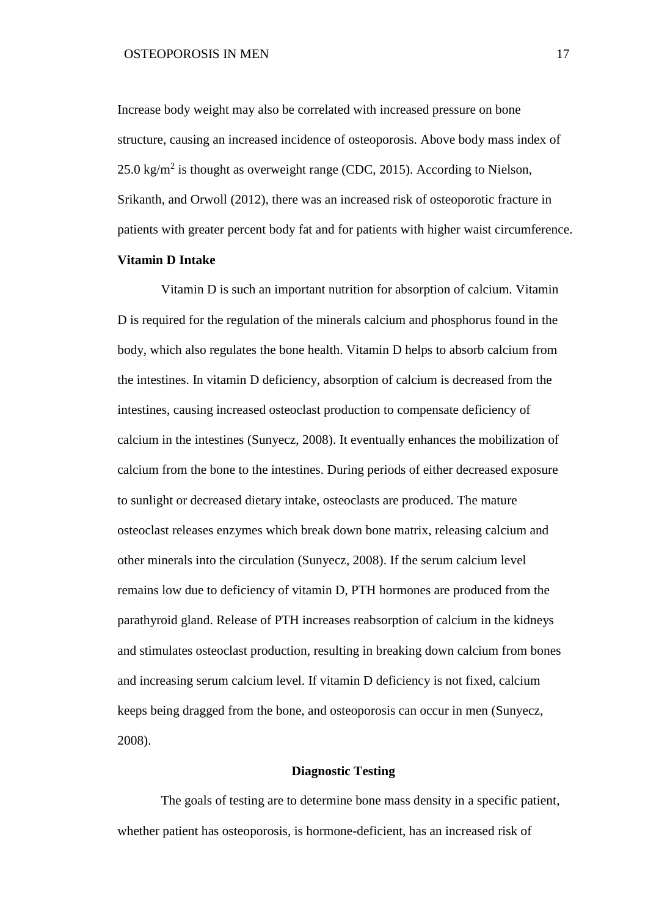Increase body weight may also be correlated with increased pressure on bone structure, causing an increased incidence of osteoporosis. Above body mass index of 25.0 $kg/m^2$ is thought as overweight range (CDC, 2015). According to Nielson, Srikanth, and Orwoll (2012), there was an increased risk of osteoporotic fracture in patients with greater percent body fat and for patients with higher waist circumference.

**Vitamin D Intake**

Vitamin D is such an important nutrition for absorption of calcium. Vitamin D is required for the regulation of the minerals calcium and phosphorus found in the body, which also regulates the bone health. Vitamin D helps to absorb calcium from the intestines. In vitamin D deficiency, absorption of calcium is decreased from the intestines, causing increased osteoclast production to compensate deficiency of calcium in the intestines (Sunyecz, 2008). It eventually enhances the mobilization of calcium from the bone to the intestines. During periods of either decreased exposure to sunlight or decreased dietary intake, osteoclasts are produced. The mature osteoclast releases enzymes which break down bone matrix, releasing calcium and other minerals into the circulation (Sunyecz, 2008). If the serum calcium level remains low due to deficiency of vitamin D, PTH hormones are produced from the parathyroid gland. Release of PTH increases reabsorption of calcium in the kidneys and stimulates osteoclast production, resulting in breaking down calcium from bones and increasing serum calcium level. If vitamin D deficiency is not fixed, calcium keeps being dragged from the bone, and osteoporosis can occur in men (Sunyecz, 2008).

## Diagnostic Testing

The goals of testing are to determine bone mass density in a specific patient, whether patient has osteoporosis, is hormone-deficient, has an increased risk of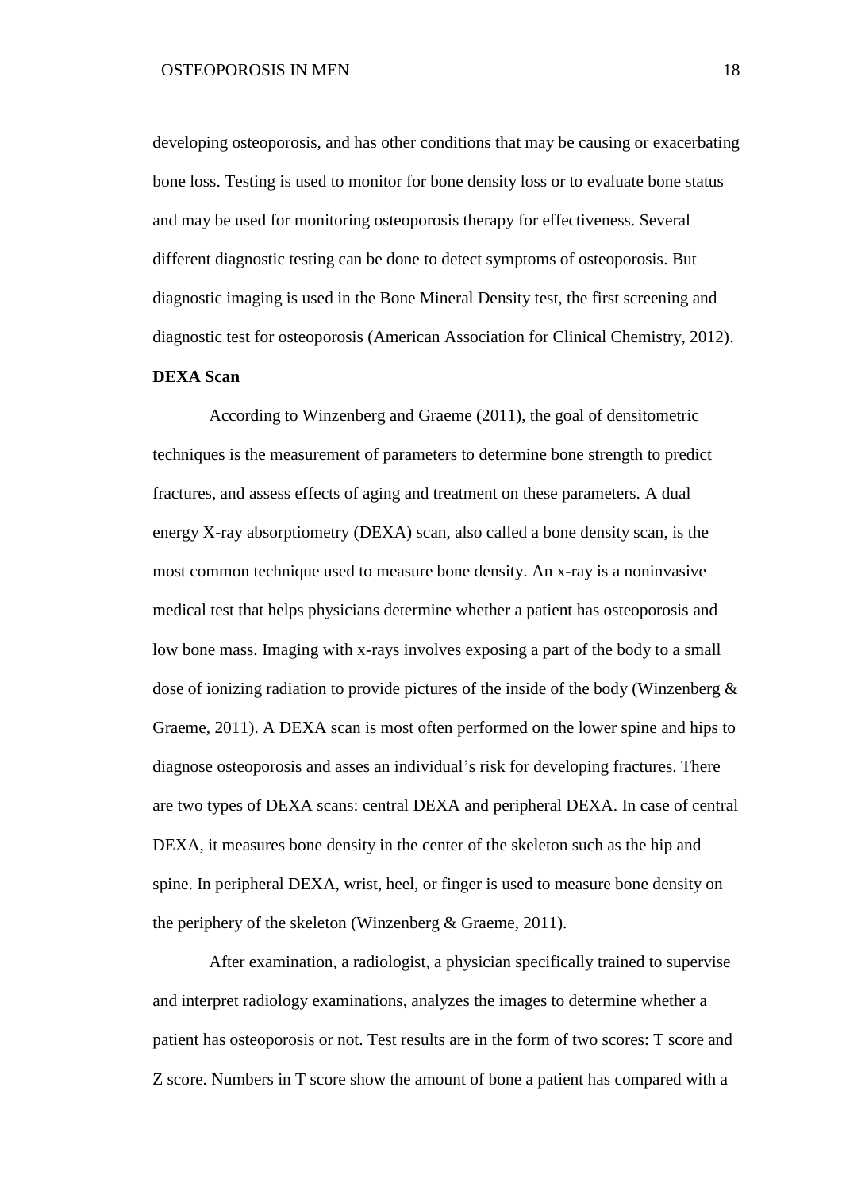developing osteoporosis, and has other conditions that may be causing or exacerbating bone loss. Testing is used to monitor for bone density loss or to evaluate bone status and may be used for monitoring osteoporosis therapy for effectiveness. Several different diagnostic testing can be done to detect symptoms of osteoporosis. But diagnostic imaging is used in the Bone Mineral Density test, the first screening and diagnostic test for osteoporosis (American Association for Clinical Chemistry, 2012).

**DEXA Scan**

According to Winzenberg and Graeme (2011), the goal of densitometric techniques is the measurement of parameters to determine bone strength to predict fractures, and assess effects of aging and treatment on these parameters. A dual energy X-ray absorptiometry (DEXA) scan, also called a bone density scan, is the most common technique used to measure bone density. An x-ray is a noninvasive medical test that helps physicians determine whether a patient has osteoporosis and low bone mass. Imaging with x-rays involves exposing a part of the body to a small dose of ionizing radiation to provide pictures of the inside of the body (Winzenberg & Graeme, 2011). A DEXA scan is most often performed on the lower spine and hips to diagnose osteoporosis and asses an individual's risk for developing fractures. There are two types of DEXA scans: central DEXA and peripheral DEXA. In case of central DEXA, it measures bone density in the center of the skeleton such as the hip and spine. In peripheral DEXA, wrist, heel, or finger is used to measure bone density on the periphery of the skeleton (Winzenberg & Graeme, 2011).

After examination, a radiologist, a physician specifically trained to supervise and interpret radiology examinations, analyzes the images to determine whether a patient has osteoporosis or not. Test results are in the form of two scores: T score and Z score. Numbers in T score show the amount of bone a patient has compared with a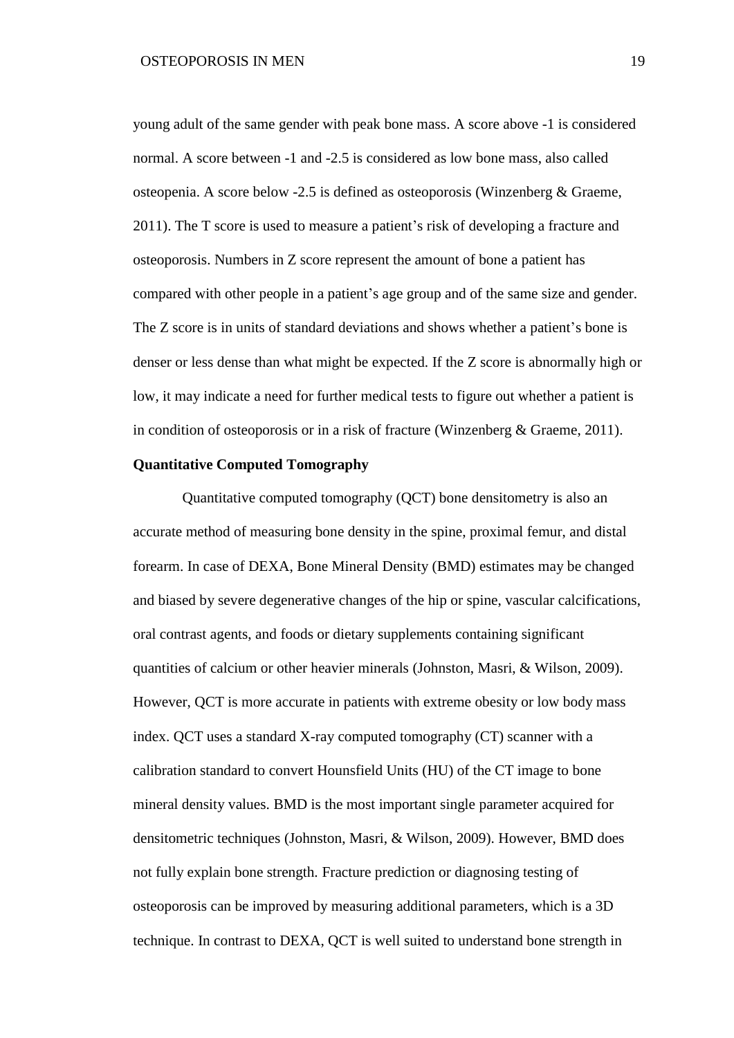young adult of the same gender with peak bone mass. A score above -1 is considered normal. A score between -1 and -2.5 is considered as low bone mass, also called osteopenia. A score below -2.5 is defined as osteoporosis (Winzenberg & Graeme, 2011). The T score is used to measure a patient's risk of developing a fracture and osteoporosis. Numbers in Z score represent the amount of bone a patient has compared with other people in a patient's age group and of the same size and gender. The Z score is in units of standard deviations and shows whether a patient's bone is denser or less dense than what might be expected. If the Z score is abnormally high or low, it may indicate a need for further medical tests to figure out whether a patient is in condition of osteoporosis or in a risk of fracture (Winzenberg & Graeme, 2011).

**Quantitative Computed Tomography**

Quantitative computed tomography (QCT) bone densitometry is also an accurate method of measuring bone density in the spine, proximal femur, and distal forearm. In case of DEXA, Bone Mineral Density (BMD) estimates may be changed and biased by severe degenerative changes of the hip or spine, vascular calcifications, oral contrast agents, and foods or dietary supplements containing significant quantities of calcium or other heavier minerals (Johnston, Masri, & Wilson, 2009). However, QCT is more accurate in patients with extreme obesity or low body mass index. QCT uses a standard X-ray computed tomography (CT) scanner with a calibration standard to convert Hounsfield Units (HU) of the CT image to bone mineral density values. BMD is the most important single parameter acquired for densitometric techniques (Johnston, Masri, & Wilson, 2009). However, BMD does not fully explain bone strength. Fracture prediction or diagnosing testing of osteoporosis can be improved by measuring additional parameters, which is a 3D technique. In contrast to DEXA, QCT is well suited to understand bone strength in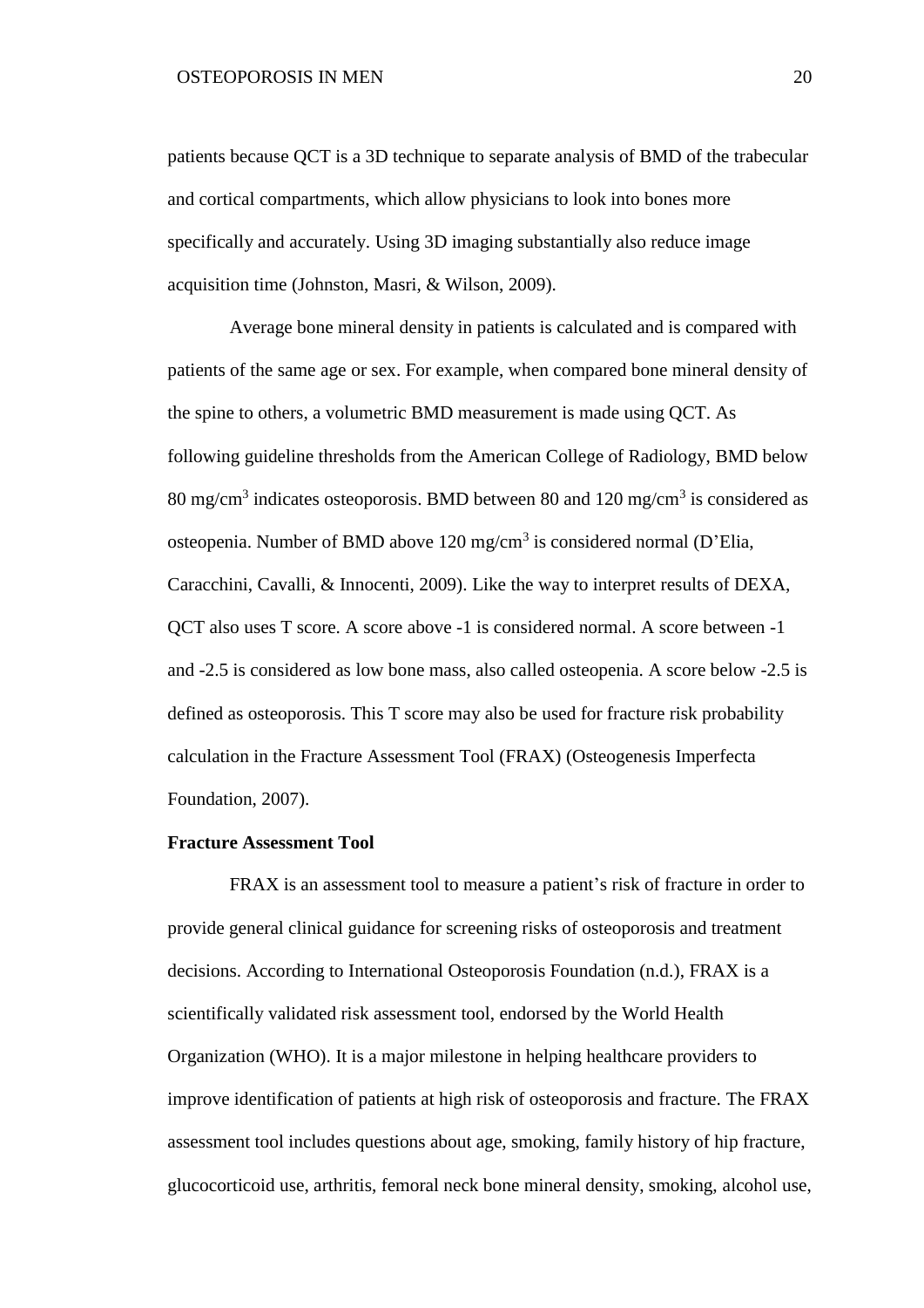patients because QCT is a 3D technique to separate analysis of BMD of the trabecular and cortical compartments, which allow physicians to look into bones more specifically and accurately. Using 3D imaging substantially also reduce image acquisition time (Johnston, Masri, & Wilson, 2009).

Average bone mineral density in patients is calculated and is compared with patients of the same age or sex. For example, when compared bone mineral density of the spine to others, a volumetric BMD measurement is made using QCT. As following guideline thresholds from the American College of Radiology, BMD below 80 mg/cm$^3$ indicates osteoporosis. BMD between 80 and 120 mg/cm$^3$ is considered as osteopenia. Number of BMD above 120 mg/cm$^3$ is considered normal (D'Elia, Caracchini, Cavalli, & Innocenti, 2009). Like the way to interpret results of DEXA, QCT also uses T score. A score above -1 is considered normal. A score between -1 and -2.5 is considered as low bone mass, also called osteopenia. A score below -2.5 is defined as osteoporosis. This T score may also be used for fracture risk probability calculation in the Fracture Assessment Tool (FRAX) (Osteogenesis Imperfecta Foundation, 2007).

**Fracture Assessment Tool**

FRAX is an assessment tool to measure a patient's risk of fracture in order to provide general clinical guidance for screening risks of osteoporosis and treatment decisions. According to International Osteoporosis Foundation (n.d.), FRAX is a scientifically validated risk assessment tool, endorsed by the World Health Organization (WHO). It is a major milestone in helping healthcare providers to improve identification of patients at high risk of osteoporosis and fracture. The FRAX assessment tool includes questions about age, smoking, family history of hip fracture, glucocorticoid use, arthritis, femoral neck bone mineral density, smoking, alcohol use,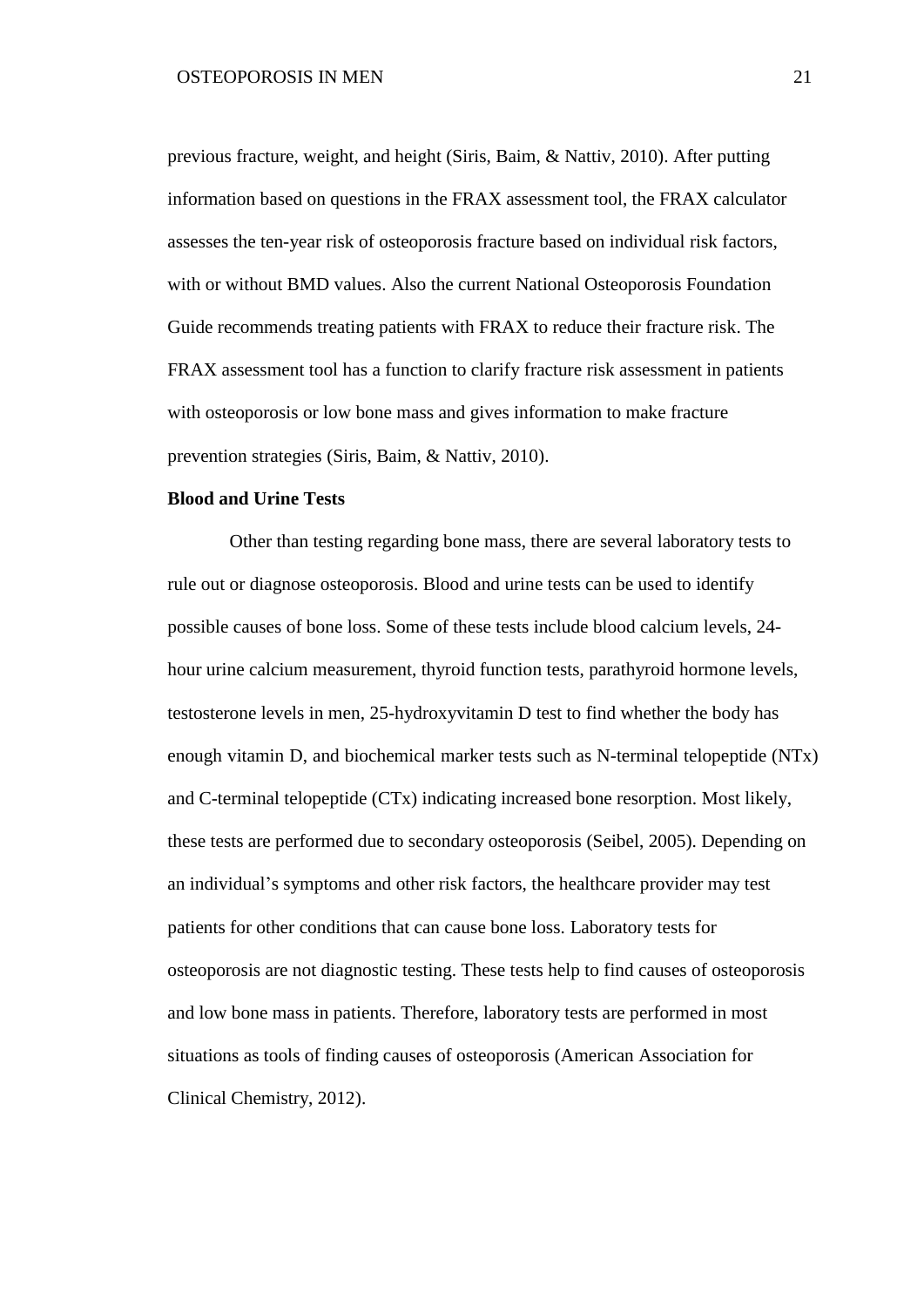previous fracture, weight, and height (Siris, Baim, & Nattiv, 2010). After putting information based on questions in the FRAX assessment tool, the FRAX calculator assesses the ten-year risk of osteoporosis fracture based on individual risk factors, with or without BMD values. Also the current National Osteoporosis Foundation Guide recommends treating patients with FRAX to reduce their fracture risk. The FRAX assessment tool has a function to clarify fracture risk assessment in patients with osteoporosis or low bone mass and gives information to make fracture prevention strategies (Siris, Baim, & Nattiv, 2010).

**Blood and Urine Tests**

Other than testing regarding bone mass, there are several laboratory tests to rule out or diagnose osteoporosis. Blood and urine tests can be used to identify possible causes of bone loss. Some of these tests include blood calcium levels, 24-hour urine calcium measurement, thyroid function tests, parathyroid hormone levels, testosterone levels in men, 25-hydroxyvitamin D test to find whether the body has enough vitamin D, and biochemical marker tests such as N-terminal telopeptide (NTx) and C-terminal telopeptide (CTx) indicating increased bone resorption. Most likely, these tests are performed due to secondary osteoporosis (Seibel, 2005). Depending on an individual's symptoms and other risk factors, the healthcare provider may test patients for other conditions that can cause bone loss. Laboratory tests for osteoporosis are not diagnostic testing. These tests help to find causes of osteoporosis and low bone mass in patients. Therefore, laboratory tests are performed in most situations as tools of finding causes of osteoporosis (American Association for Clinical Chemistry, 2012).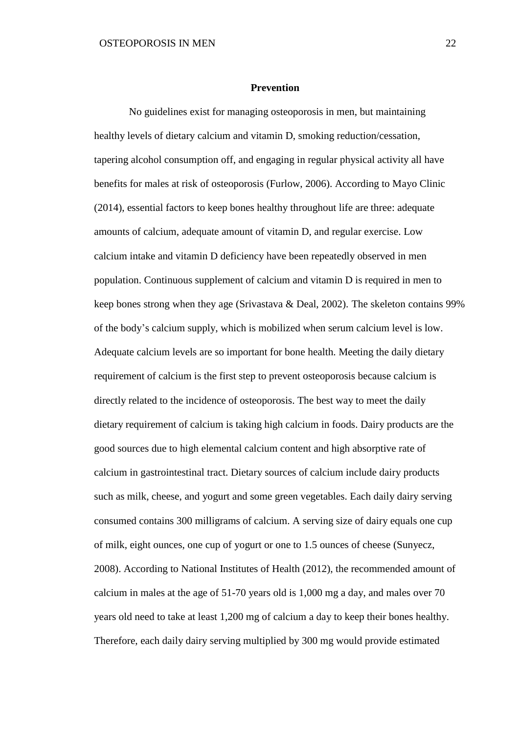## Prevention

No guidelines exist for managing osteoporosis in men, but maintaining healthy levels of dietary calcium and vitamin D, smoking reduction/cessation, tapering alcohol consumption off, and engaging in regular physical activity all have benefits for males at risk of osteoporosis (Furlow, 2006). According to Mayo Clinic (2014), essential factors to keep bones healthy throughout life are three: adequate amounts of calcium, adequate amount of vitamin D, and regular exercise. Low calcium intake and vitamin D deficiency have been repeatedly observed in men population. Continuous supplement of calcium and vitamin D is required in men to keep bones strong when they age (Srivastava & Deal, 2002). The skeleton contains 99% of the body's calcium supply, which is mobilized when serum calcium level is low. Adequate calcium levels are so important for bone health. Meeting the daily dietary requirement of calcium is the first step to prevent osteoporosis because calcium is directly related to the incidence of osteoporosis. The best way to meet the daily dietary requirement of calcium is taking high calcium in foods. Dairy products are the good sources due to high elemental calcium content and high absorptive rate of calcium in gastrointestinal tract. Dietary sources of calcium include dairy products such as milk, cheese, and yogurt and some green vegetables. Each daily dairy serving consumed contains 300 milligrams of calcium. A serving size of dairy equals one cup of milk, eight ounces, one cup of yogurt or one to 1.5 ounces of cheese (Sunyecz, 2008). According to National Institutes of Health (2012), the recommended amount of calcium in males at the age of 51-70 years old is 1,000 mg a day, and males over 70 years old need to take at least 1,200 mg of calcium a day to keep their bones healthy. Therefore, each daily dairy serving multiplied by 300 mg would provide estimated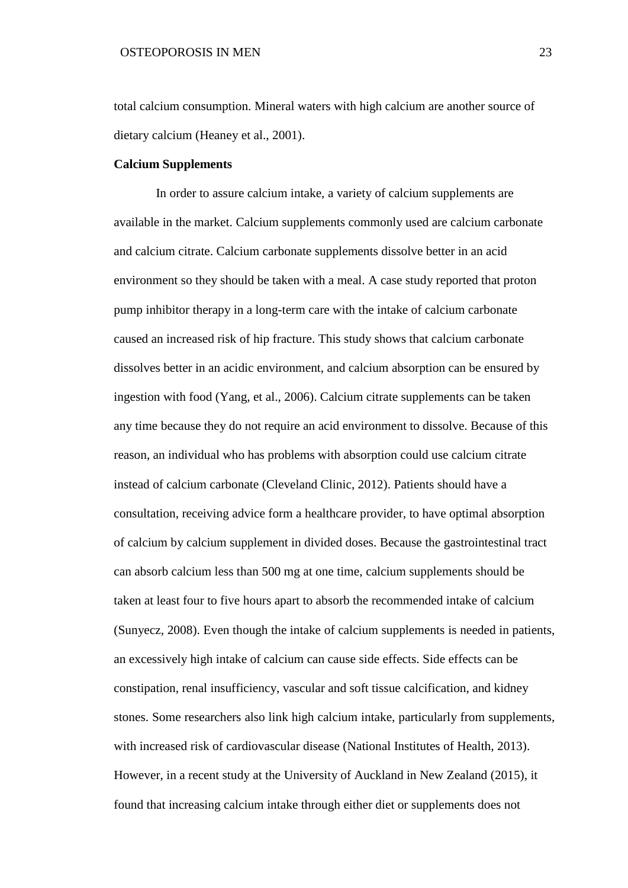total calcium consumption. Mineral waters with high calcium are another source of dietary calcium (Heaney et al., 2001).

**Calcium Supplements**

In order to assure calcium intake, a variety of calcium supplements are available in the market. Calcium supplements commonly used are calcium carbonate and calcium citrate. Calcium carbonate supplements dissolve better in an acid environment so they should be taken with a meal. A case study reported that proton pump inhibitor therapy in a long-term care with the intake of calcium carbonate caused an increased risk of hip fracture. This study shows that calcium carbonate dissolves better in an acidic environment, and calcium absorption can be ensured by ingestion with food (Yang, et al., 2006). Calcium citrate supplements can be taken any time because they do not require an acid environment to dissolve. Because of this reason, an individual who has problems with absorption could use calcium citrate instead of calcium carbonate (Cleveland Clinic, 2012). Patients should have a consultation, receiving advice form a healthcare provider, to have optimal absorption of calcium by calcium supplement in divided doses. Because the gastrointestinal tract can absorb calcium less than 500 mg at one time, calcium supplements should be taken at least four to five hours apart to absorb the recommended intake of calcium (Sunyecz, 2008). Even though the intake of calcium supplements is needed in patients, an excessively high intake of calcium can cause side effects. Side effects can be constipation, renal insufficiency, vascular and soft tissue calcification, and kidney stones. Some researchers also link high calcium intake, particularly from supplements, with increased risk of cardiovascular disease (National Institutes of Health, 2013). However, in a recent study at the University of Auckland in New Zealand (2015), it found that increasing calcium intake through either diet or supplements does not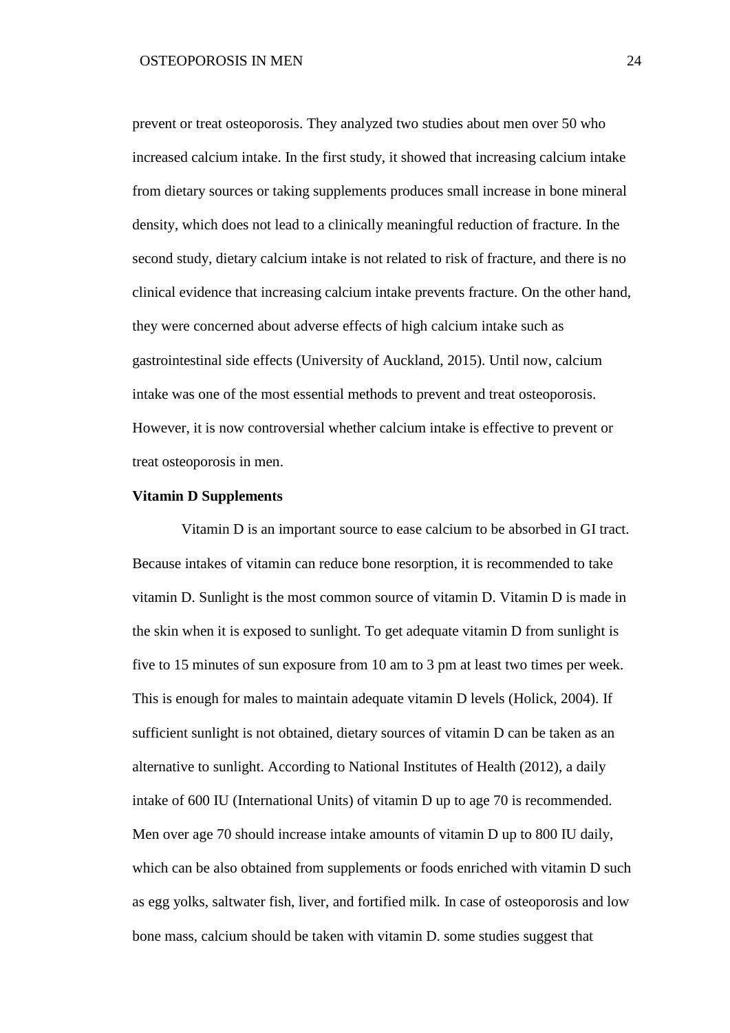prevent or treat osteoporosis. They analyzed two studies about men over 50 who increased calcium intake. In the first study, it showed that increasing calcium intake from dietary sources or taking supplements produces small increase in bone mineral density, which does not lead to a clinically meaningful reduction of fracture. In the second study, dietary calcium intake is not related to risk of fracture, and there is no clinical evidence that increasing calcium intake prevents fracture. On the other hand, they were concerned about adverse effects of high calcium intake such as gastrointestinal side effects (University of Auckland, 2015). Until now, calcium intake was one of the most essential methods to prevent and treat osteoporosis. However, it is now controversial whether calcium intake is effective to prevent or treat osteoporosis in men.

**Vitamin D Supplements**

Vitamin D is an important source to ease calcium to be absorbed in GI tract. Because intakes of vitamin can reduce bone resorption, it is recommended to take vitamin D. Sunlight is the most common source of vitamin D. Vitamin D is made in the skin when it is exposed to sunlight. To get adequate vitamin D from sunlight is five to 15 minutes of sun exposure from 10 am to 3 pm at least two times per week. This is enough for males to maintain adequate vitamin D levels (Holick, 2004). If sufficient sunlight is not obtained, dietary sources of vitamin D can be taken as an alternative to sunlight. According to National Institutes of Health (2012), a daily intake of 600 IU (International Units) of vitamin D up to age 70 is recommended. Men over age 70 should increase intake amounts of vitamin D up to 800 IU daily, which can be also obtained from supplements or foods enriched with vitamin D such as egg yolks, saltwater fish, liver, and fortified milk. In case of osteoporosis and low bone mass, calcium should be taken with vitamin D. some studies suggest that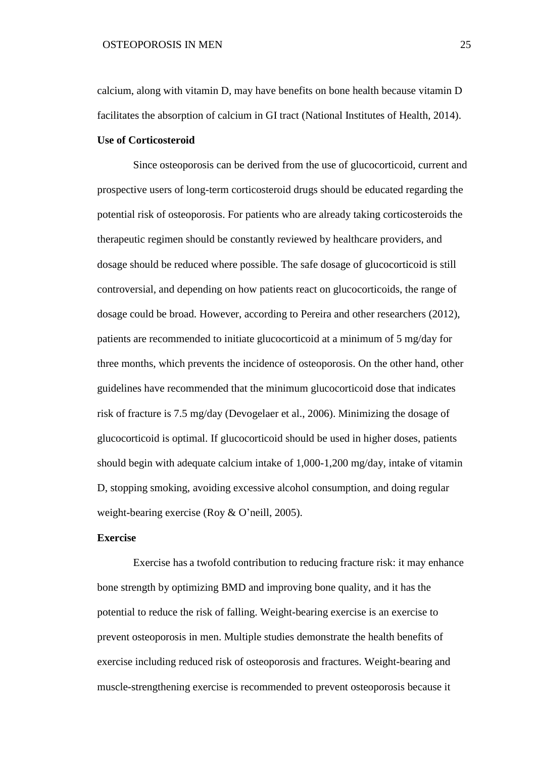calcium, along with vitamin D, may have benefits on bone health because vitamin D facilitates the absorption of calcium in GI tract (National Institutes of Health, 2014).

**Use of Corticosteroid**

Since osteoporosis can be derived from the use of glucocorticoid, current and prospective users of long-term corticosteroid drugs should be educated regarding the potential risk of osteoporosis. For patients who are already taking corticosteroids the therapeutic regimen should be constantly reviewed by healthcare providers, and dosage should be reduced where possible. The safe dosage of glucocorticoid is still controversial, and depending on how patients react on glucocorticoids, the range of dosage could be broad. However, according to Pereira and other researchers (2012), patients are recommended to initiate glucocorticoid at a minimum of 5 mg/day for three months, which prevents the incidence of osteoporosis. On the other hand, other guidelines have recommended that the minimum glucocorticoid dose that indicates risk of fracture is 7.5 mg/day (Devogelaer et al., 2006). Minimizing the dosage of glucocorticoid is optimal. If glucocorticoid should be used in higher doses, patients should begin with adequate calcium intake of 1,000-1,200 mg/day, intake of vitamin D, stopping smoking, avoiding excessive alcohol consumption, and doing regular weight-bearing exercise (Roy & O'neill, 2005).

**Exercise**

Exercise has a twofold contribution to reducing fracture risk: it may enhance bone strength by optimizing BMD and improving bone quality, and it has the potential to reduce the risk of falling. Weight-bearing exercise is an exercise to prevent osteoporosis in men. Multiple studies demonstrate the health benefits of exercise including reduced risk of osteoporosis and fractures. Weight-bearing and muscle-strengthening exercise is recommended to prevent osteoporosis because it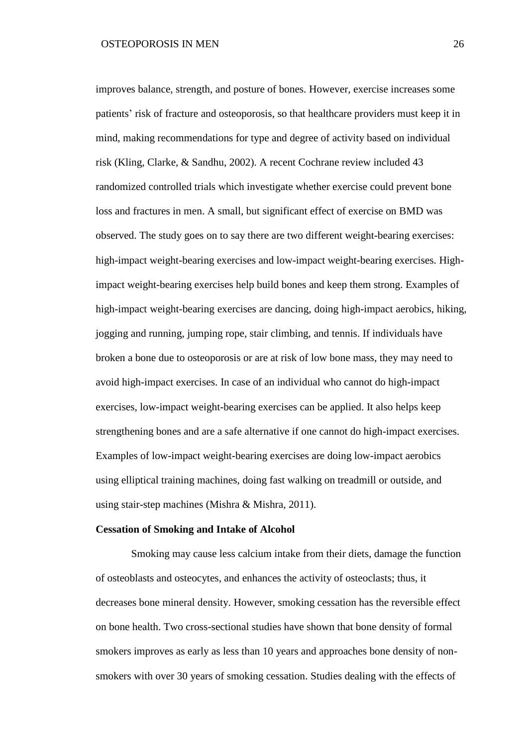improves balance, strength, and posture of bones. However, exercise increases some patients' risk of fracture and osteoporosis, so that healthcare providers must keep it in mind, making recommendations for type and degree of activity based on individual risk (Kling, Clarke, & Sandhu, 2002). A recent Cochrane review included 43 randomized controlled trials which investigate whether exercise could prevent bone loss and fractures in men. A small, but significant effect of exercise on BMD was observed. The study goes on to say there are two different weight-bearing exercises: high-impact weight-bearing exercises and low-impact weight-bearing exercises. High-impact weight-bearing exercises help build bones and keep them strong. Examples of high-impact weight-bearing exercises are dancing, doing high-impact aerobics, hiking, jogging and running, jumping rope, stair climbing, and tennis. If individuals have broken a bone due to osteoporosis or are at risk of low bone mass, they may need to avoid high-impact exercises. In case of an individual who cannot do high-impact exercises, low-impact weight-bearing exercises can be applied. It also helps keep strengthening bones and are a safe alternative if one cannot do high-impact exercises. Examples of low-impact weight-bearing exercises are doing low-impact aerobics using elliptical training machines, doing fast walking on treadmill or outside, and using stair-step machines (Mishra & Mishra, 2011).

**Cessation of Smoking and Intake of Alcohol**

Smoking may cause less calcium intake from their diets, damage the function of osteoblasts and osteocytes, and enhances the activity of osteoclasts; thus, it decreases bone mineral density. However, smoking cessation has the reversible effect on bone health. Two cross-sectional studies have shown that bone density of formal smokers improves as early as less than 10 years and approaches bone density of non-smokers with over 30 years of smoking cessation. Studies dealing with the effects of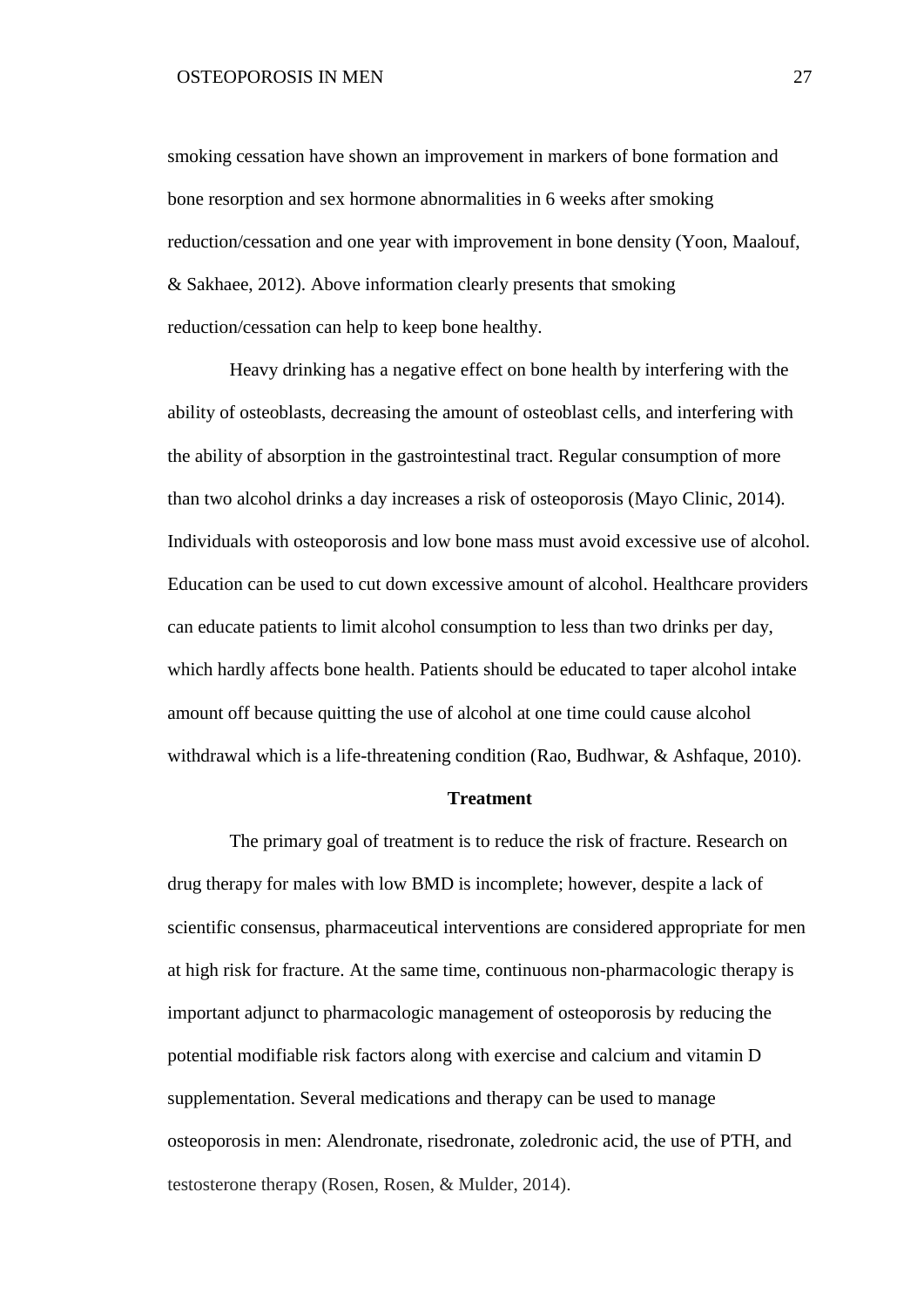smoking cessation have shown an improvement in markers of bone formation and bone resorption and sex hormone abnormalities in 6 weeks after smoking reduction/cessation and one year with improvement in bone density (Yoon, Maalouf, & Sakhaee, 2012). Above information clearly presents that smoking reduction/cessation can help to keep bone healthy.

Heavy drinking has a negative effect on bone health by interfering with the ability of osteoblasts, decreasing the amount of osteoblast cells, and interfering with the ability of absorption in the gastrointestinal tract. Regular consumption of more than two alcohol drinks a day increases a risk of osteoporosis (Mayo Clinic, 2014). Individuals with osteoporosis and low bone mass must avoid excessive use of alcohol. Education can be used to cut down excessive amount of alcohol. Healthcare providers can educate patients to limit alcohol consumption to less than two drinks per day, which hardly affects bone health. Patients should be educated to taper alcohol intake amount off because quitting the use of alcohol at one time could cause alcohol withdrawal which is a life-threatening condition (Rao, Budhwar, & Ashfaque, 2010).

## Treatment

The primary goal of treatment is to reduce the risk of fracture. Research on drug therapy for males with low BMD is incomplete; however, despite a lack of scientific consensus, pharmaceutical interventions are considered appropriate for men at high risk for fracture. At the same time, continuous non-pharmacologic therapy is important adjunct to pharmacologic management of osteoporosis by reducing the potential modifiable risk factors along with exercise and calcium and vitamin D supplementation. Several medications and therapy can be used to manage osteoporosis in men: Alendronate, risedronate, zoledronic acid, the use of PTH, and testosterone therapy (Rosen, Rosen, & Mulder, 2014).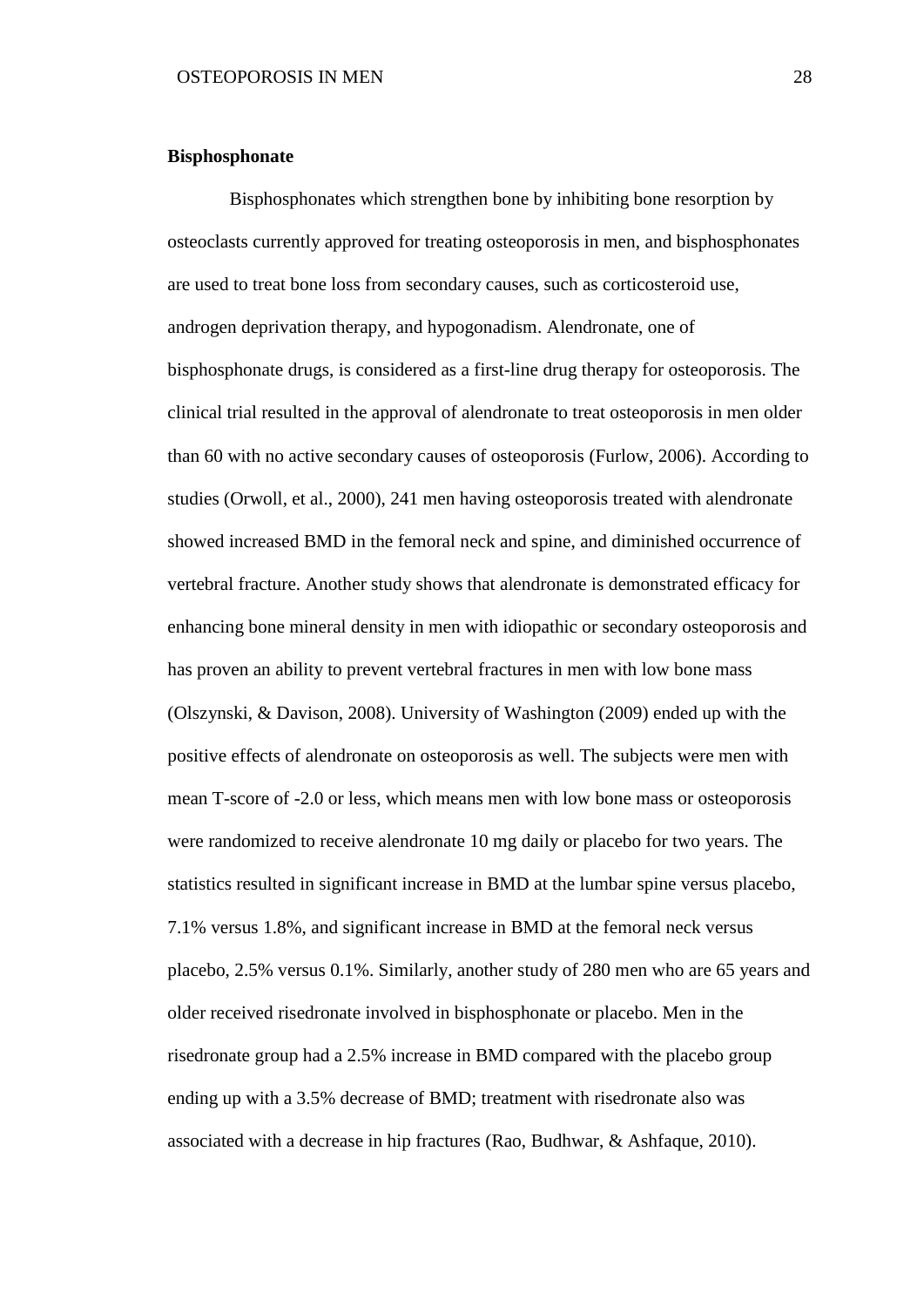**Bisphosphonate**

Bisphosphonates which strengthen bone by inhibiting bone resorption by osteoclasts currently approved for treating osteoporosis in men, and bisphosphonates are used to treat bone loss from secondary causes, such as corticosteroid use, androgen deprivation therapy, and hypogonadism. Alendronate, one of bisphosphonate drugs, is considered as a first-line drug therapy for osteoporosis. The clinical trial resulted in the approval of alendronate to treat osteoporosis in men older than 60 with no active secondary causes of osteoporosis (Furlow, 2006). According to studies (Orwoll, et al., 2000), 241 men having osteoporosis treated with alendronate showed increased BMD in the femoral neck and spine, and diminished occurrence of vertebral fracture. Another study shows that alendronate is demonstrated efficacy for enhancing bone mineral density in men with idiopathic or secondary osteoporosis and has proven an ability to prevent vertebral fractures in men with low bone mass (Olszynski, & Davison, 2008). University of Washington (2009) ended up with the positive effects of alendronate on osteoporosis as well. The subjects were men with mean T-score of -2.0 or less, which means men with low bone mass or osteoporosis were randomized to receive alendronate 10 mg daily or placebo for two years. The statistics resulted in significant increase in BMD at the lumbar spine versus placebo, 7.1% versus 1.8%, and significant increase in BMD at the femoral neck versus placebo, 2.5% versus 0.1%. Similarly, another study of 280 men who are 65 years and older received risedronate involved in bisphosphonate or placebo. Men in the risedronate group had a 2.5% increase in BMD compared with the placebo group ending up with a 3.5% decrease of BMD; treatment with risedronate also was associated with a decrease in hip fractures (Rao, Budhwar, & Ashfaque, 2010).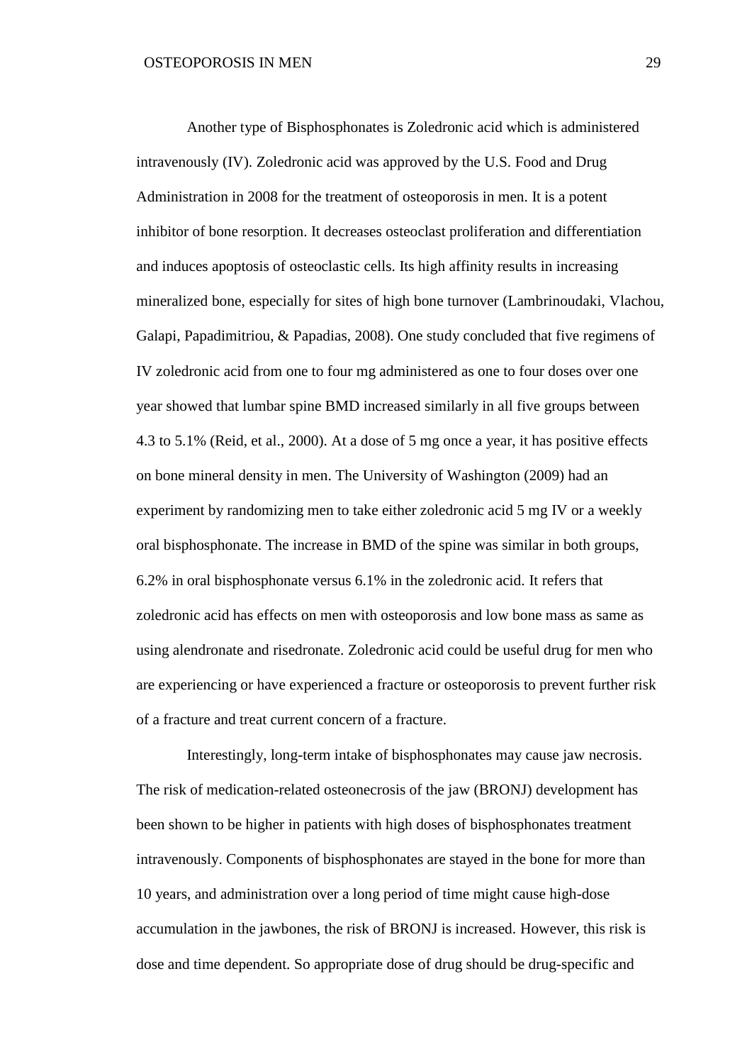Another type of Bisphosphonates is Zoledronic acid which is administered intravenously (IV). Zoledronic acid was approved by the U.S. Food and Drug Administration in 2008 for the treatment of osteoporosis in men. It is a potent inhibitor of bone resorption. It decreases osteoclast proliferation and differentiation and induces apoptosis of osteoclastic cells. Its high affinity results in increasing mineralized bone, especially for sites of high bone turnover (Lambrinoudaki, Vlachou, Galapi, Papadimitriou, & Papadias, 2008). One study concluded that five regimens of IV zoledronic acid from one to four mg administered as one to four doses over one year showed that lumbar spine BMD increased similarly in all five groups between 4.3 to 5.1% (Reid, et al., 2000). At a dose of 5 mg once a year, it has positive effects on bone mineral density in men. The University of Washington (2009) had an experiment by randomizing men to take either zoledronic acid 5 mg IV or a weekly oral bisphosphonate. The increase in BMD of the spine was similar in both groups, 6.2% in oral bisphosphonate versus 6.1% in the zoledronic acid. It refers that zoledronic acid has effects on men with osteoporosis and low bone mass as same as using alendronate and risedronate. Zoledronic acid could be useful drug for men who are experiencing or have experienced a fracture or osteoporosis to prevent further risk of a fracture and treat current concern of a fracture.

Interestingly, long-term intake of bisphosphonates may cause jaw necrosis. The risk of medication-related osteonecrosis of the jaw (BRONJ) development has been shown to be higher in patients with high doses of bisphosphonates treatment intravenously. Components of bisphosphonates are stayed in the bone for more than 10 years, and administration over a long period of time might cause high-dose accumulation in the jawbones, the risk of BRONJ is increased. However, this risk is dose and time dependent. So appropriate dose of drug should be drug-specific and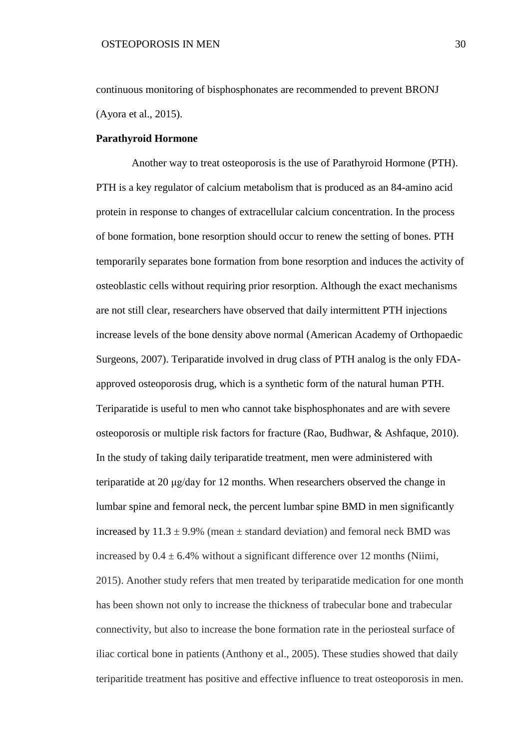continuous monitoring of bisphosphonates are recommended to prevent BRONJ (Ayora et al., 2015).

**Parathyroid Hormone**

Another way to treat osteoporosis is the use of Parathyroid Hormone (PTH). PTH is a key regulator of calcium metabolism that is produced as an 84-amino acid protein in response to changes of extracellular calcium concentration. In the process of bone formation, bone resorption should occur to renew the setting of bones. PTH temporarily separates bone formation from bone resorption and induces the activity of osteoblastic cells without requiring prior resorption. Although the exact mechanisms are not still clear, researchers have observed that daily intermittent PTH injections increase levels of the bone density above normal (American Academy of Orthopaedic Surgeons, 2007). Teriparatide involved in drug class of PTH analog is the only FDA-approved osteoporosis drug, which is a synthetic form of the natural human PTH. Teriparatide is useful to men who cannot take bisphosphonates and are with severe osteoporosis or multiple risk factors for fracture (Rao, Budhwar, & Ashfaque, 2010). In the study of taking daily teriparatide treatment, men were administered with teriparatide at 20 μg/day for 12 months. When researchers observed the change in lumbar spine and femoral neck, the percent lumbar spine BMD in men significantly increased by $11.3 \pm 9.9\%$ (mean $\pm$ standard deviation) and femoral neck BMD was increased by $0.4 \pm 6.4\%$ without a significant difference over 12 months (Niimi, 2015). Another study refers that men treated by teriparatide medication for one month has been shown not only to increase the thickness of trabecular bone and trabecular connectivity, but also to increase the bone formation rate in the periosteal surface of iliac cortical bone in patients (Anthony et al., 2005). These studies showed that daily teriparitide treatment has positive and effective influence to treat osteoporosis in men.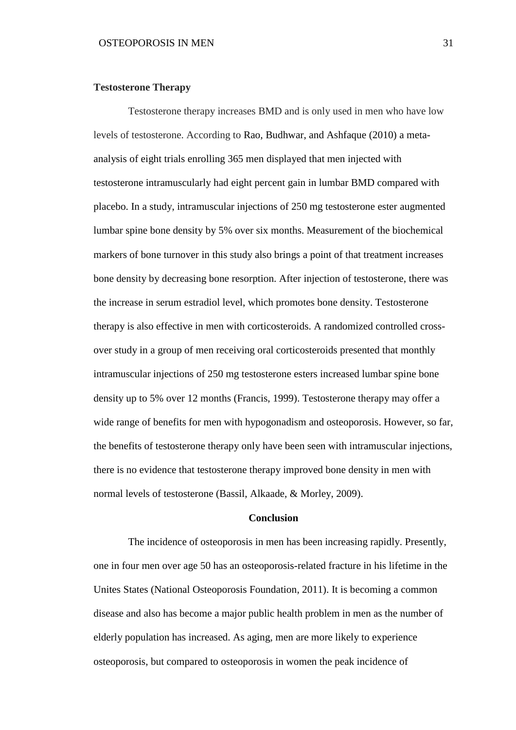**Testosterone Therapy**

Testosterone therapy increases BMD and is only used in men who have low levels of testosterone. According to Rao, Budhwar, and Ashfaque (2010) a meta-analysis of eight trials enrolling 365 men displayed that men injected with testosterone intramuscularly had eight percent gain in lumbar BMD compared with placebo. In a study, intramuscular injections of 250 mg testosterone ester augmented lumbar spine bone density by 5% over six months. Measurement of the biochemical markers of bone turnover in this study also brings a point of that treatment increases bone density by decreasing bone resorption. After injection of testosterone, there was the increase in serum estradiol level, which promotes bone density. Testosterone therapy is also effective in men with corticosteroids. A randomized controlled cross-over study in a group of men receiving oral corticosteroids presented that monthly intramuscular injections of 250 mg testosterone esters increased lumbar spine bone density up to 5% over 12 months (Francis, 1999). Testosterone therapy may offer a wide range of benefits for men with hypogonadism and osteoporosis. However, so far, the benefits of testosterone therapy only have been seen with intramuscular injections, there is no evidence that testosterone therapy improved bone density in men with normal levels of testosterone (Bassil, Alkaade, & Morley, 2009).

**Conclusion**

The incidence of osteoporosis in men has been increasing rapidly. Presently, one in four men over age 50 has an osteoporosis-related fracture in his lifetime in the Unites States (National Osteoporosis Foundation, 2011). It is becoming a common disease and also has become a major public health problem in men as the number of elderly population has increased. As aging, men are more likely to experience osteoporosis, but compared to osteoporosis in women the peak incidence of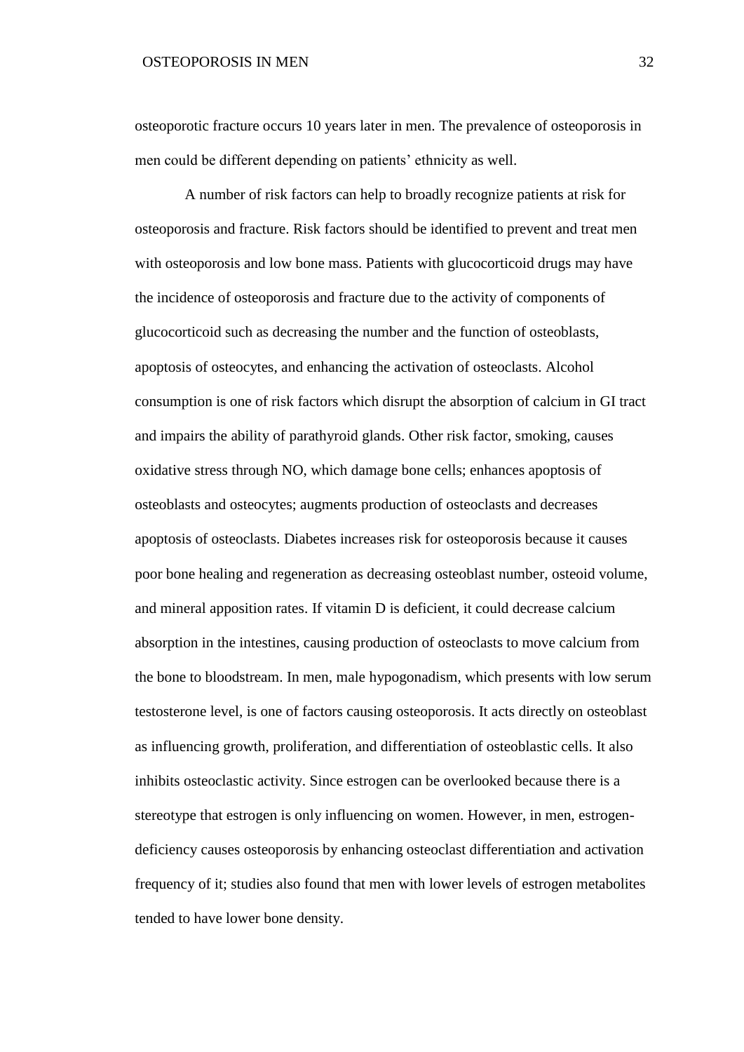osteoporotic fracture occurs 10 years later in men. The prevalence of osteoporosis in men could be different depending on patients' ethnicity as well.

A number of risk factors can help to broadly recognize patients at risk for osteoporosis and fracture. Risk factors should be identified to prevent and treat men with osteoporosis and low bone mass. Patients with glucocorticoid drugs may have the incidence of osteoporosis and fracture due to the activity of components of glucocorticoid such as decreasing the number and the function of osteoblasts, apoptosis of osteocytes, and enhancing the activation of osteoclasts. Alcohol consumption is one of risk factors which disrupt the absorption of calcium in GI tract and impairs the ability of parathyroid glands. Other risk factor, smoking, causes oxidative stress through NO, which damage bone cells; enhances apoptosis of osteoblasts and osteocytes; augments production of osteoclasts and decreases apoptosis of osteoclasts. Diabetes increases risk for osteoporosis because it causes poor bone healing and regeneration as decreasing osteoblast number, osteoid volume, and mineral apposition rates. If vitamin D is deficient, it could decrease calcium absorption in the intestines, causing production of osteoclasts to move calcium from the bone to bloodstream. In men, male hypogonadism, which presents with low serum testosterone level, is one of factors causing osteoporosis. It acts directly on osteoblast as influencing growth, proliferation, and differentiation of osteoblastic cells. It also inhibits osteoclastic activity. Since estrogen can be overlooked because there is a stereotype that estrogen is only influencing on women. However, in men, estrogen-deficiency causes osteoporosis by enhancing osteoclast differentiation and activation frequency of it; studies also found that men with lower levels of estrogen metabolites tended to have lower bone density.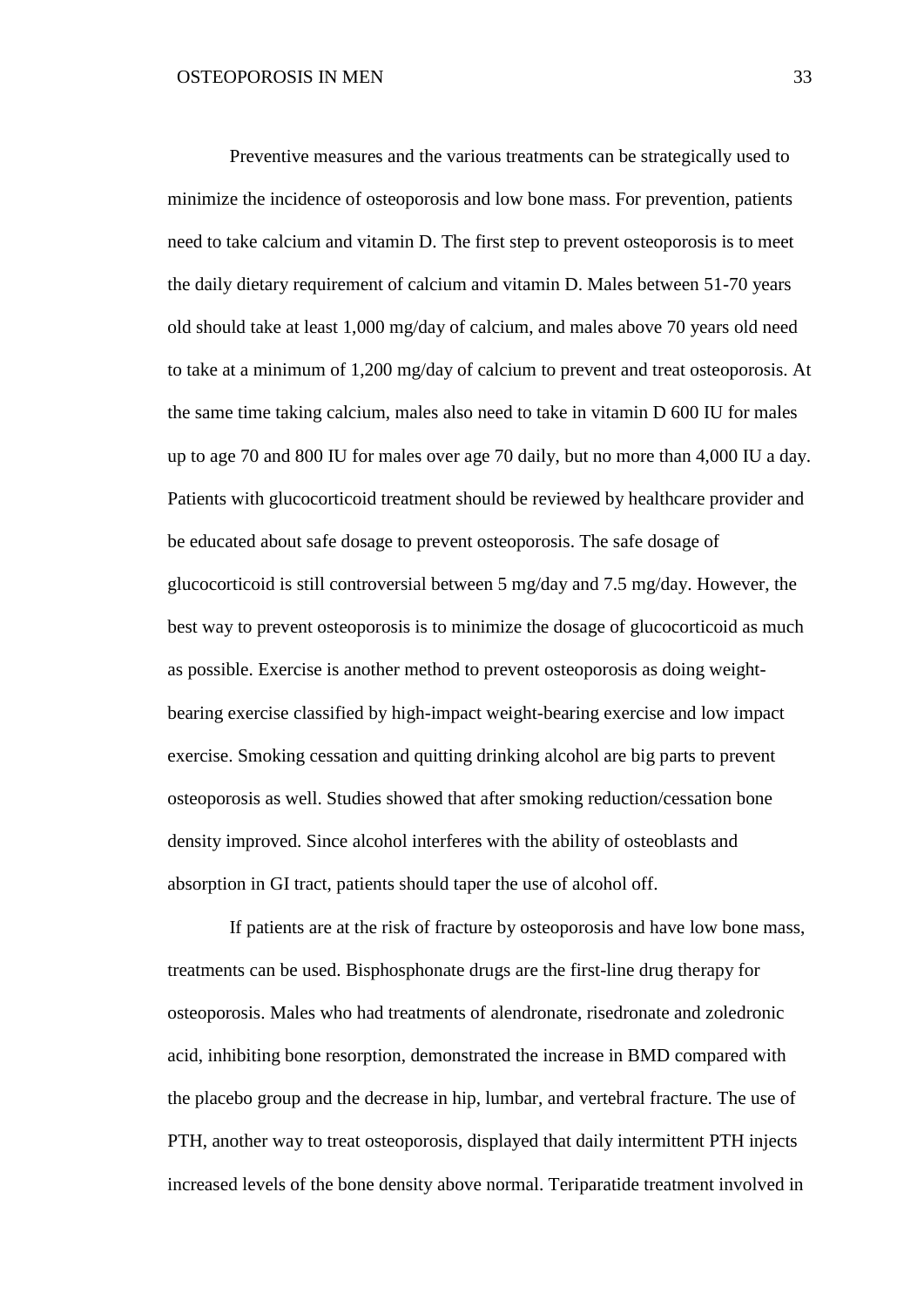Preventive measures and the various treatments can be strategically used to minimize the incidence of osteoporosis and low bone mass. For prevention, patients need to take calcium and vitamin D. The first step to prevent osteoporosis is to meet the daily dietary requirement of calcium and vitamin D. Males between 51-70 years old should take at least 1,000 mg/day of calcium, and males above 70 years old need to take at a minimum of 1,200 mg/day of calcium to prevent and treat osteoporosis. At the same time taking calcium, males also need to take in vitamin D 600 IU for males up to age 70 and 800 IU for males over age 70 daily, but no more than 4,000 IU a day. Patients with glucocorticoid treatment should be reviewed by healthcare provider and be educated about safe dosage to prevent osteoporosis. The safe dosage of glucocorticoid is still controversial between 5 mg/day and 7.5 mg/day. However, the best way to prevent osteoporosis is to minimize the dosage of glucocorticoid as much as possible. Exercise is another method to prevent osteoporosis as doing weight-bearing exercise classified by high-impact weight-bearing exercise and low impact exercise. Smoking cessation and quitting drinking alcohol are big parts to prevent osteoporosis as well. Studies showed that after smoking reduction/cessation bone density improved. Since alcohol interferes with the ability of osteoblasts and absorption in GI tract, patients should taper the use of alcohol off.

If patients are at the risk of fracture by osteoporosis and have low bone mass, treatments can be used. Bisphosphonate drugs are the first-line drug therapy for osteoporosis. Males who had treatments of alendronate, risedronate and zoledronic acid, inhibiting bone resorption, demonstrated the increase in BMD compared with the placebo group and the decrease in hip, lumbar, and vertebral fracture. The use of PTH, another way to treat osteoporosis, displayed that daily intermittent PTH injects increased levels of the bone density above normal. Teriparatide treatment involved in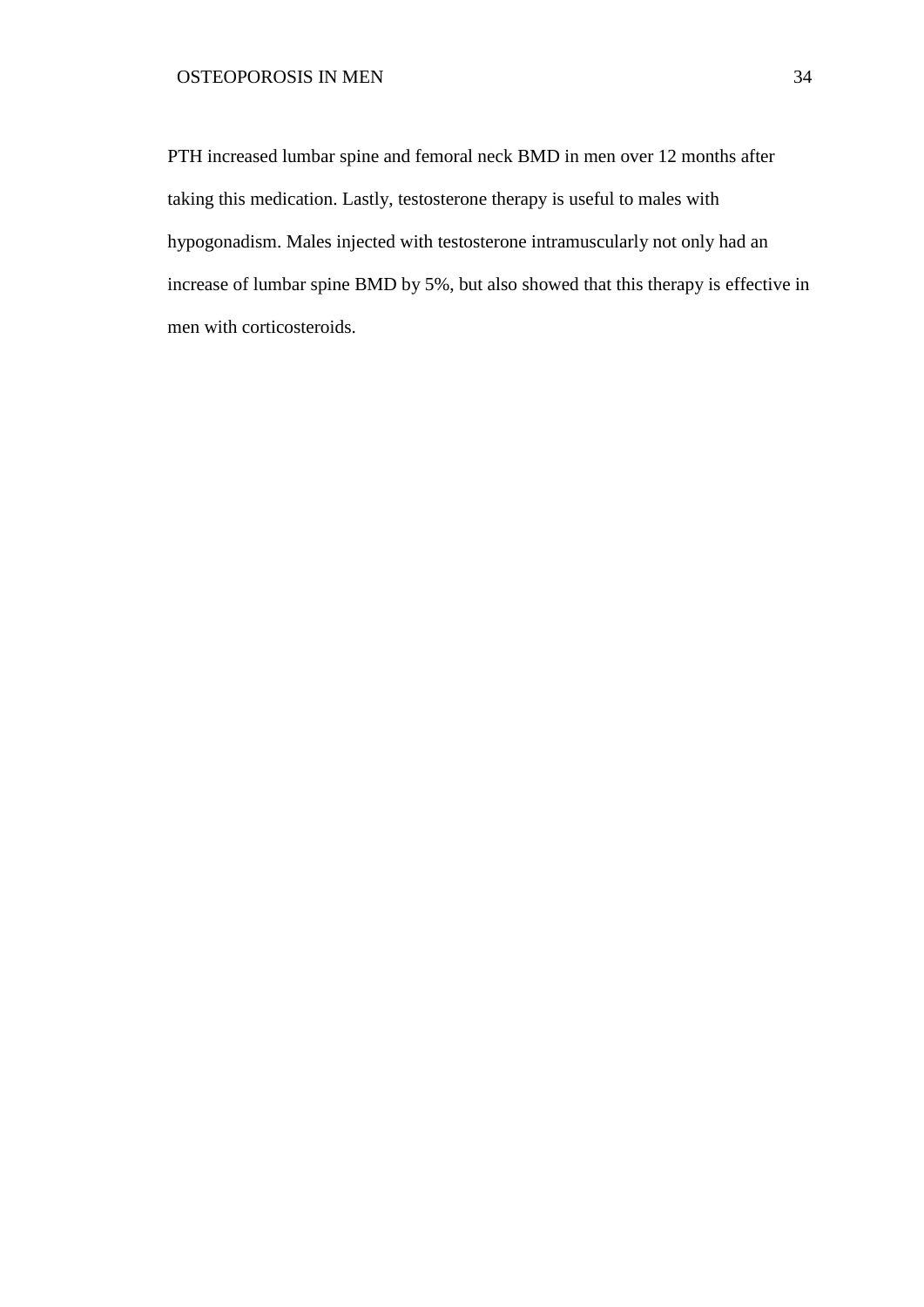PTH increased lumbar spine and femoral neck BMD in men over 12 months after taking this medication. Lastly, testosterone therapy is useful to males with hypogonadism. Males injected with testosterone intramuscularly not only had an increase of lumbar spine BMD by 5%, but also showed that this therapy is effective in men with corticosteroids.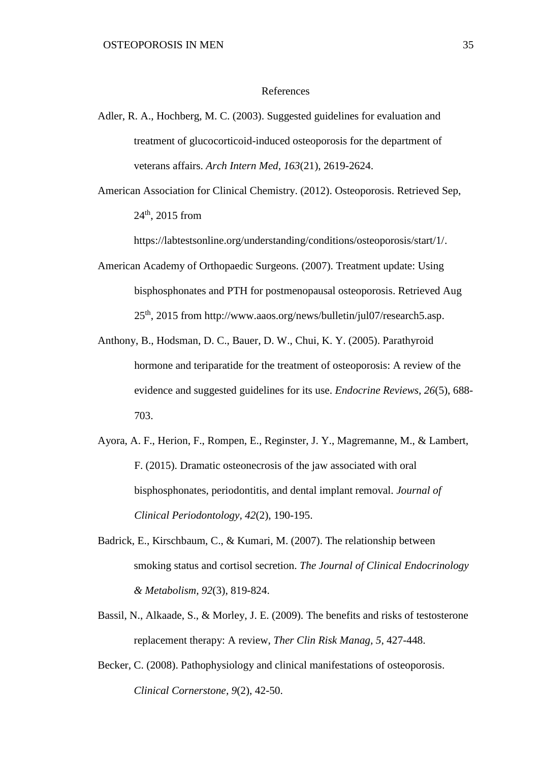# References

Adler, R. A., Hochberg, M. C. (2003). Suggested guidelines for evaluation and treatment of glucocorticoid-induced osteoporosis for the department of veterans affairs. *Arch Intern Med*, *163*(21), 2619-2624.

American Association for Clinical Chemistry. (2012). Osteoporosis. Retrieved Sep, 24th, 2015 from https://labtestsonline.org/understanding/conditions/osteoporosis/start/1/.

American Academy of Orthopaedic Surgeons. (2007). Treatment update: Using bisphosphonates and PTH for postmenopausal osteoporosis. Retrieved Aug 25th, 2015 from http://www.aaos.org/news/bulletin/jul07/research5.asp.

Anthony, B., Hodsman, D. C., Bauer, D. W., Chui, K. Y. (2005). Parathyroid hormone and teriparatide for the treatment of osteoporosis: A review of the evidence and suggested guidelines for its use. *Endocrine Reviews*, *26*(5), 688-703.

Ayora, A. F., Herion, F., Rompen, E., Reginster, J. Y., Magremanne, M., & Lambert, F. (2015). Dramatic osteonecrosis of the jaw associated with oral bisphosphonates, periodontitis, and dental implant removal. *Journal of Clinical Periodontology*, *42*(2), 190-195.

Badrick, E., Kirschbaum, C., & Kumari, M. (2007). The relationship between smoking status and cortisol secretion. *The Journal of Clinical Endocrinology & Metabolism*, *92*(3), 819-824.

Bassil, N., Alkaade, S., & Morley, J. E. (2009). The benefits and risks of testosterone replacement therapy: A review, *Ther Clin Risk Manag*, *5*, 427-448.

Becker, C. (2008). Pathophysiology and clinical manifestations of osteoporosis. *Clinical Cornerstone*, *9*(2), 42-50.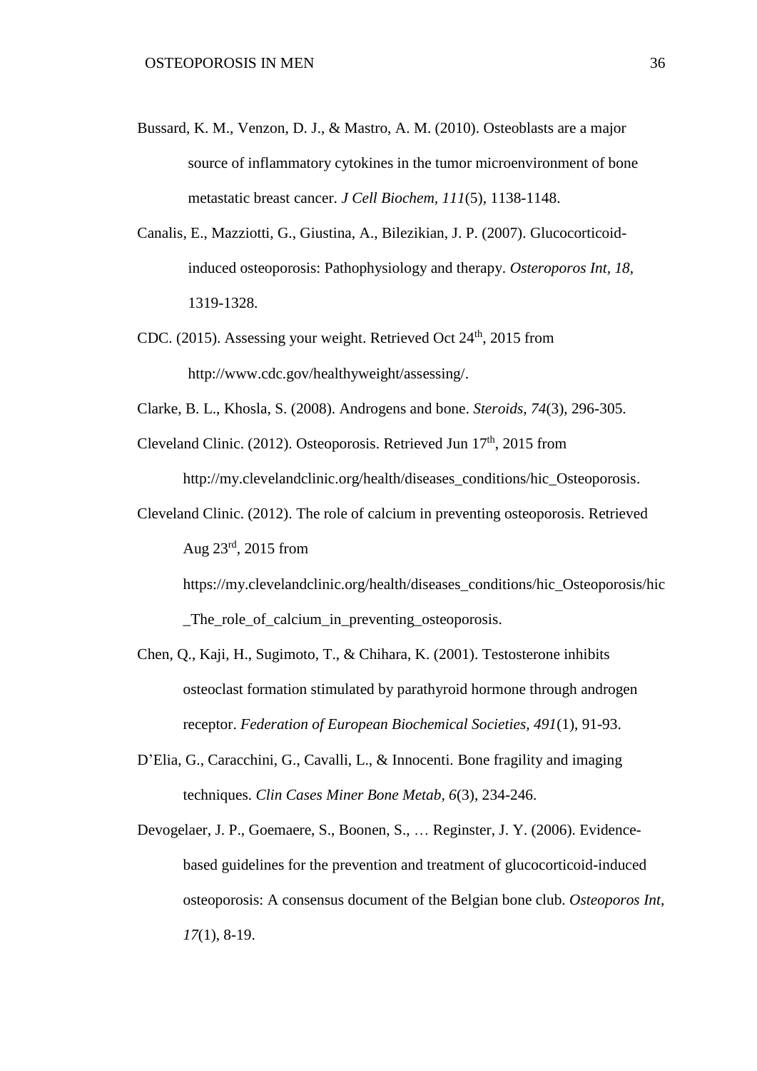Bussard, K. M., Venzon, D. J., & Mastro, A. M. (2010). Osteoblasts are a major source of inflammatory cytokines in the tumor microenvironment of bone metastatic breast cancer. *J Cell Biochem, 111*(5), 1138-1148.

Canalis, E., Mazziotti, G., Giustina, A., Bilezikian, J. P. (2007). Glucocorticoid-induced osteoporosis: Pathophysiology and therapy. *Osteroporos Int, 18*, 1319-1328.

CDC. (2015). Assessing your weight. Retrieved Oct 24th, 2015 from http://www.cdc.gov/healthyweight/assessing/.

Clarke, B. L., Khosla, S. (2008). Androgens and bone. *Steroids, 74*(3), 296-305.

Cleveland Clinic. (2012). Osteoporosis. Retrieved Jun 17th, 2015 from http://my.clevelandclinic.org/health/diseases_conditions/hic_Osteoporosis.

Cleveland Clinic. (2012). The role of calcium in preventing osteoporosis. Retrieved Aug 23rd, 2015 from https://my.clevelandclinic.org/health/diseases_conditions/hic_Osteoporosis/hic_The_role_of_calcium_in_preventing_osteoporosis.

Chen, Q., Kaji, H., Sugimoto, T., & Chihara, K. (2001). Testosterone inhibits osteoclast formation stimulated by parathyroid hormone through androgen receptor. *Federation of European Biochemical Societies, 491*(1), 91-93.

D'Elia, G., Caracchini, G., Cavalli, L., & Innocenti. Bone fragility and imaging techniques. *Clin Cases Miner Bone Metab, 6*(3), 234-246.

Devogelaer, J. P., Goemaere, S., Boonen, S., … Reginster, J. Y. (2006). Evidence-based guidelines for the prevention and treatment of glucocorticoid-induced osteoporosis: A consensus document of the Belgian bone club. *Osteoporos Int, 17*(1), 8-19.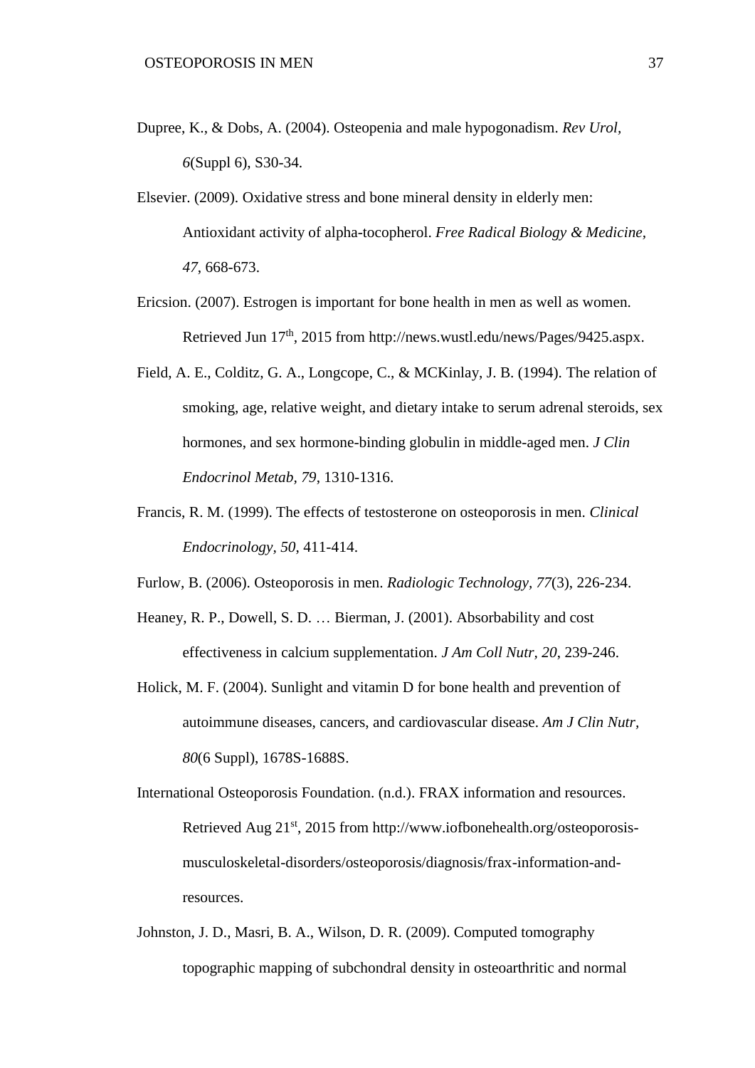Dupree, K., & Dobs, A. (2004). Osteopenia and male hypogonadism. *Rev Urol, 6*(Suppl 6), S30-34.

Elsevier. (2009). Oxidative stress and bone mineral density in elderly men: Antioxidant activity of alpha-tocopherol. *Free Radical Biology & Medicine, 47*, 668-673.

Ericsion. (2007). Estrogen is important for bone health in men as well as women. Retrieved Jun 17th, 2015 from http://news.wustl.edu/news/Pages/9425.aspx.

Field, A. E., Colditz, G. A., Longcope, C., & MCKinlay, J. B. (1994). The relation of smoking, age, relative weight, and dietary intake to serum adrenal steroids, sex hormones, and sex hormone-binding globulin in middle-aged men. *J Clin Endocrinol Metab, 79*, 1310-1316.

Francis, R. M. (1999). The effects of testosterone on osteoporosis in men. *Clinical Endocrinology, 50*, 411-414.

Furlow, B. (2006). Osteoporosis in men. *Radiologic Technology, 77*(3), 226-234.

Heaney, R. P., Dowell, S. D. … Bierman, J. (2001). Absorbability and cost effectiveness in calcium supplementation. *J Am Coll Nutr, 20*, 239-246.

Holick, M. F. (2004). Sunlight and vitamin D for bone health and prevention of autoimmune diseases, cancers, and cardiovascular disease. *Am J Clin Nutr, 80*(6 Suppl), 1678S-1688S.

International Osteoporosis Foundation. (n.d.). FRAX information and resources. Retrieved Aug 21st, 2015 from http://www.iofbonehealth.org/osteoporosis-musculoskeletal-disorders/osteoporosis/diagnosis/frax-information-and-resources.

Johnston, J. D., Masri, B. A., Wilson, D. R. (2009). Computed tomography topographic mapping of subchondral density in osteoarthritic and normal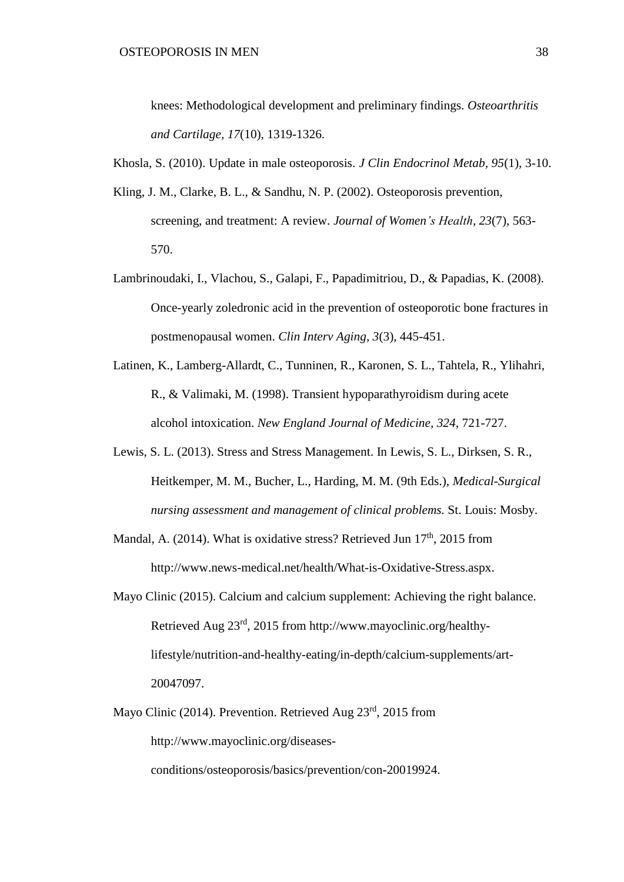knees: Methodological development and preliminary findings. *Osteoarthritis and Cartilage, 17*(10), 1319-1326.

Khosla, S. (2010). Update in male osteoporosis. *J Clin Endocrinol Metab, 95*(1), 3-10.

Kling, J. M., Clarke, B. L., & Sandhu, N. P. (2002). Osteoporosis prevention, screening, and treatment: A review. *Journal of Women's Health*, *23*(7), 563-570.

Lambrinoudaki, I., Vlachou, S., Galapi, F., Papadimitriou, D., & Papadias, K. (2008). Once-yearly zoledronic acid in the prevention of osteoporotic bone fractures in postmenopausal women. *Clin Interv Aging, 3*(3), 445-451.

Latinen, K., Lamberg-Allardt, C., Tunninen, R., Karonen, S. L., Tahtela, R., Ylihahri, R., & Valimaki, M. (1998). Transient hypoparathyroidism during acete alcohol intoxication. *New England Journal of Medicine, 324*, 721-727.

Lewis, S. L. (2013). Stress and Stress Management. In Lewis, S. L., Dirksen, S. R., Heitkemper, M. M., Bucher, L., Harding, M. M. (9th Eds.), *Medical-Surgical nursing assessment and management of clinical problems.* St. Louis: Mosby.

Mandal, A. (2014). What is oxidative stress? Retrieved Jun 17th, 2015 from http://www.news-medical.net/health/What-is-Oxidative-Stress.aspx.

Mayo Clinic (2015). Calcium and calcium supplement: Achieving the right balance. Retrieved Aug 23rd, 2015 from http://www.mayoclinic.org/healthy-lifestyle/nutrition-and-healthy-eating/in-depth/calcium-supplements/art-20047097.

Mayo Clinic (2014). Prevention. Retrieved Aug 23rd, 2015 from http://www.mayoclinic.org/diseases-conditions/osteoporosis/basics/prevention/con-20019924.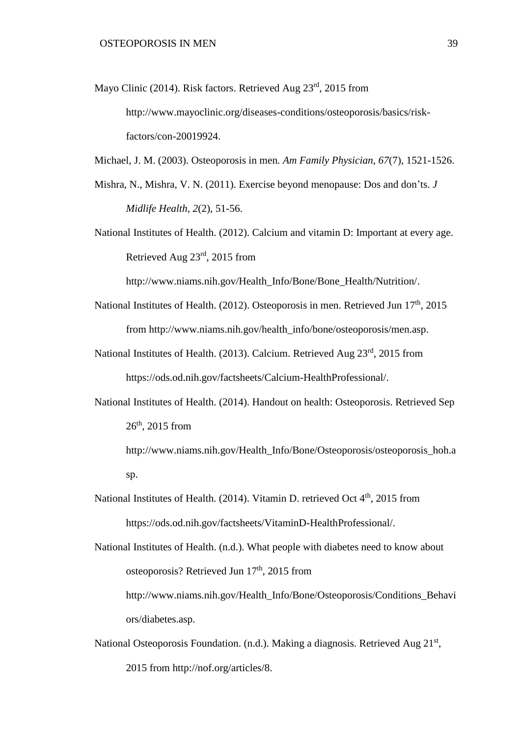Mayo Clinic (2014). Risk factors. Retrieved Aug 23rd, 2015 from http://www.mayoclinic.org/diseases-conditions/osteoporosis/basics/risk-factors/con-20019924.

Michael, J. M. (2003). Osteoporosis in men. *Am Family Physician, 67*(7), 1521-1526.

Mishra, N., Mishra, V. N. (2011). Exercise beyond menopause: Dos and don'ts. *J Midlife Health, 2*(2), 51-56.

National Institutes of Health. (2012). Calcium and vitamin D: Important at every age. Retrieved Aug 23rd, 2015 from http://www.niams.nih.gov/Health_Info/Bone/Bone_Health/Nutrition/.

National Institutes of Health. (2012). Osteoporosis in men. Retrieved Jun 17th, 2015 from http://www.niams.nih.gov/health_info/bone/osteoporosis/men.asp.

National Institutes of Health. (2013). Calcium. Retrieved Aug 23rd, 2015 from https://ods.od.nih.gov/factsheets/Calcium-HealthProfessional/.

National Institutes of Health. (2014). Handout on health: Osteoporosis. Retrieved Sep 26th, 2015 from http://www.niams.nih.gov/Health_Info/Bone/Osteoporosis/osteoporosis_hoh.asp.

National Institutes of Health. (2014). Vitamin D. retrieved Oct 4th, 2015 from https://ods.od.nih.gov/factsheets/VitaminD-HealthProfessional/.

National Institutes of Health. (n.d.). What people with diabetes need to know about osteoporosis? Retrieved Jun 17th, 2015 from http://www.niams.nih.gov/Health_Info/Bone/Osteoporosis/Conditions_Behaviors/diabetes.asp.

National Osteoporosis Foundation. (n.d.). Making a diagnosis. Retrieved Aug 21st, 2015 from http://nof.org/articles/8.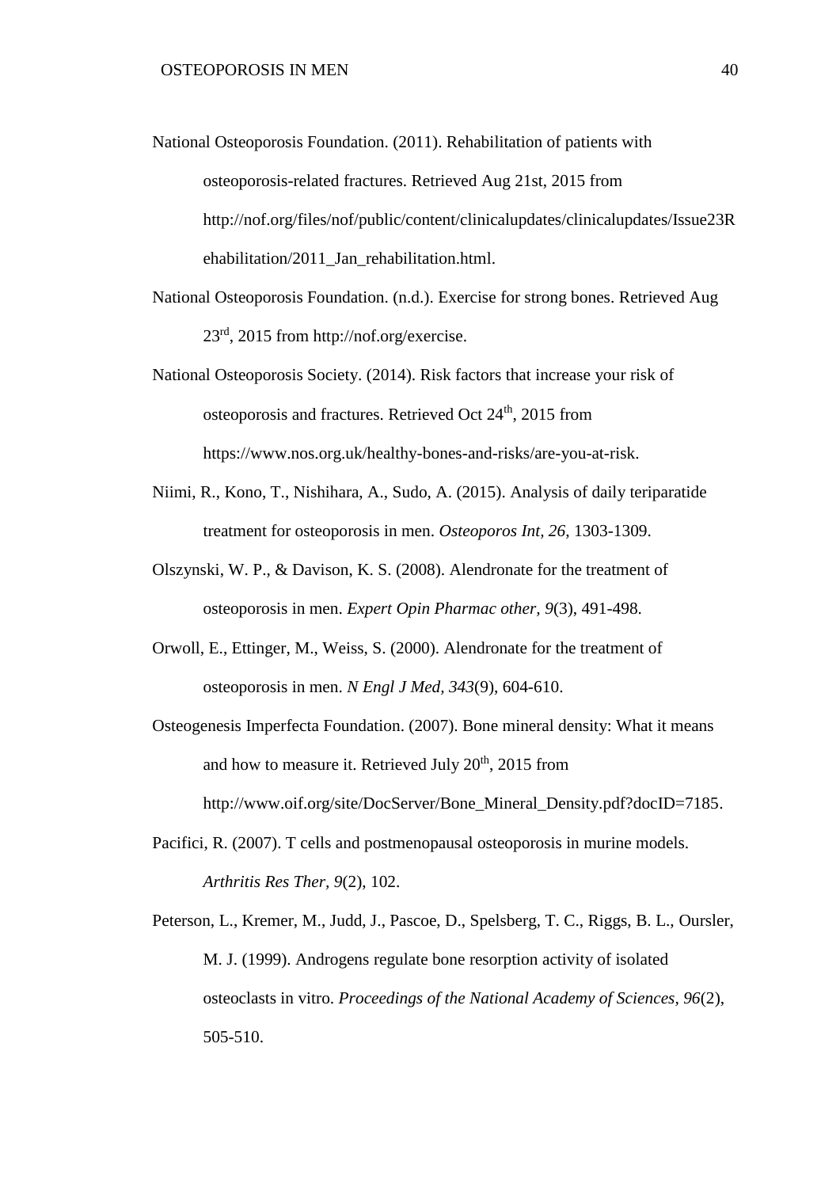National Osteoporosis Foundation. (2011). Rehabilitation of patients with osteoporosis-related fractures. Retrieved Aug 21st, 2015 from http://nof.org/files/nof/public/content/clinicalupdates/clinicalupdates/Issue23Rehabilitation/2011_Jan_rehabilitation.html.

National Osteoporosis Foundation. (n.d.). Exercise for strong bones. Retrieved Aug 23rd, 2015 from http://nof.org/exercise.

National Osteoporosis Society. (2014). Risk factors that increase your risk of osteoporosis and fractures. Retrieved Oct 24th, 2015 from https://www.nos.org.uk/healthy-bones-and-risks/are-you-at-risk.

Niimi, R., Kono, T., Nishihara, A., Sudo, A. (2015). Analysis of daily teriparatide treatment for osteoporosis in men. *Osteoporos Int, 26*, 1303-1309.

Olszynski, W. P., & Davison, K. S. (2008). Alendronate for the treatment of osteoporosis in men. *Expert Opin Pharmac other, 9*(3), 491-498.

Orwoll, E., Ettinger, M., Weiss, S. (2000). Alendronate for the treatment of osteoporosis in men. *N Engl J Med, 343*(9), 604-610.

Osteogenesis Imperfecta Foundation. (2007). Bone mineral density: What it means and how to measure it. Retrieved July 20th, 2015 from http://www.oif.org/site/DocServer/Bone_Mineral_Density.pdf?docID=7185.

Pacifici, R. (2007). T cells and postmenopausal osteoporosis in murine models. *Arthritis Res Ther, 9*(2), 102.

Peterson, L., Kremer, M., Judd, J., Pascoe, D., Spelsberg, T. C., Riggs, B. L., Oursler, M. J. (1999). Androgens regulate bone resorption activity of isolated osteoclasts in vitro. *Proceedings of the National Academy of Sciences, 96*(2), 505-510.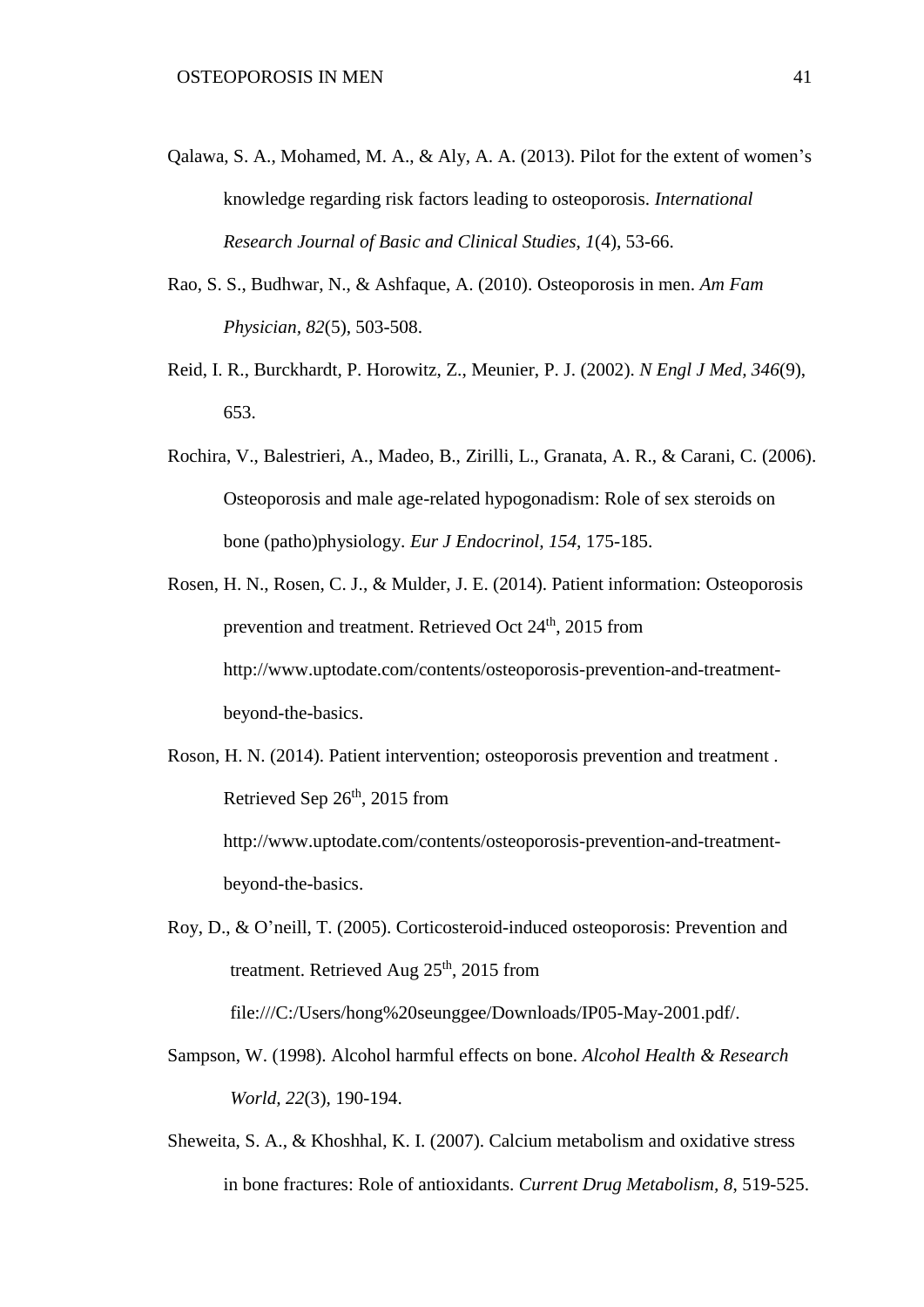Qalawa, S. A., Mohamed, M. A., & Aly, A. A. (2013). Pilot for the extent of women's knowledge regarding risk factors leading to osteoporosis. *International Research Journal of Basic and Clinical Studies, 1*(4), 53-66.

Rao, S. S., Budhwar, N., & Ashfaque, A. (2010). Osteoporosis in men. *Am Fam Physician, 82*(5), 503-508.

Reid, I. R., Burckhardt, P. Horowitz, Z., Meunier, P. J. (2002). *N Engl J Med, 346*(9), 653.

Rochira, V., Balestrieri, A., Madeo, B., Zirilli, L., Granata, A. R., & Carani, C. (2006). Osteoporosis and male age-related hypogonadism: Role of sex steroids on bone (patho)physiology. *Eur J Endocrinol, 154*, 175-185.

Rosen, H. N., Rosen, C. J., & Mulder, J. E. (2014). Patient information: Osteoporosis prevention and treatment. Retrieved Oct 24th, 2015 from http://www.uptodate.com/contents/osteoporosis-prevention-and-treatment-beyond-the-basics.

Roson, H. N. (2014). Patient intervention; osteoporosis prevention and treatment . Retrieved Sep 26th, 2015 from http://www.uptodate.com/contents/osteoporosis-prevention-and-treatment-beyond-the-basics.

Roy, D., & O'neill, T. (2005). Corticosteroid-induced osteoporosis: Prevention and treatment. Retrieved Aug 25th, 2015 from file:///C:/Users/hong%20seunggee/Downloads/IP05-May-2001.pdf/.

Sampson, W. (1998). Alcohol harmful effects on bone. *Alcohol Health & Research World, 22*(3), 190-194.

Sheweita, S. A., & Khoshhal, K. I. (2007). Calcium metabolism and oxidative stress in bone fractures: Role of antioxidants. *Current Drug Metabolism, 8*, 519-525.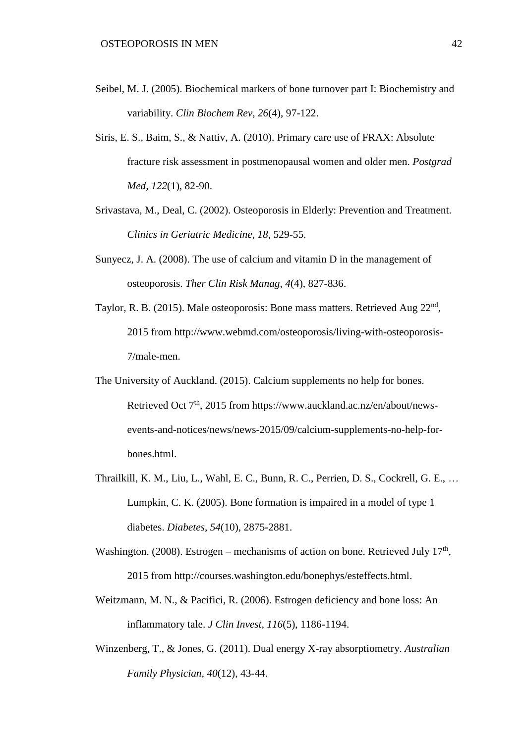Seibel, M. J. (2005). Biochemical markers of bone turnover part I: Biochemistry and variability. *Clin Biochem Rev, 26*(4), 97-122.

Siris, E. S., Baim, S., & Nattiv, A. (2010). Primary care use of FRAX: Absolute fracture risk assessment in postmenopausal women and older men. *Postgrad Med, 122*(1), 82-90.

Srivastava, M., Deal, C. (2002). Osteoporosis in Elderly: Prevention and Treatment. *Clinics in Geriatric Medicine, 18*, 529-55.

Sunyecz, J. A. (2008). The use of calcium and vitamin D in the management of osteoporosis. *Ther Clin Risk Manag, 4*(4), 827-836.

Taylor, R. B. (2015). Male osteoporosis: Bone mass matters. Retrieved Aug 22nd, 2015 from http://www.webmd.com/osteoporosis/living-with-osteoporosis-7/male-men.

The University of Auckland. (2015). Calcium supplements no help for bones. Retrieved Oct 7th, 2015 from https://www.auckland.ac.nz/en/about/news-events-and-notices/news/news-2015/09/calcium-supplements-no-help-for-bones.html.

Thrailkill, K. M., Liu, L., Wahl, E. C., Bunn, R. C., Perrien, D. S., Cockrell, G. E., … Lumpkin, C. K. (2005). Bone formation is impaired in a model of type 1 diabetes. *Diabetes, 54*(10), 2875-2881.

Washington. (2008). Estrogen – mechanisms of action on bone. Retrieved July 17th, 2015 from http://courses.washington.edu/bonephys/esteffects.html.

Weitzmann, M. N., & Pacifici, R. (2006). Estrogen deficiency and bone loss: An inflammatory tale. *J Clin Invest, 116*(5), 1186-1194.

Winzenberg, T., & Jones, G. (2011). Dual energy X-ray absorptiometry. *Australian Family Physician, 40*(12), 43-44.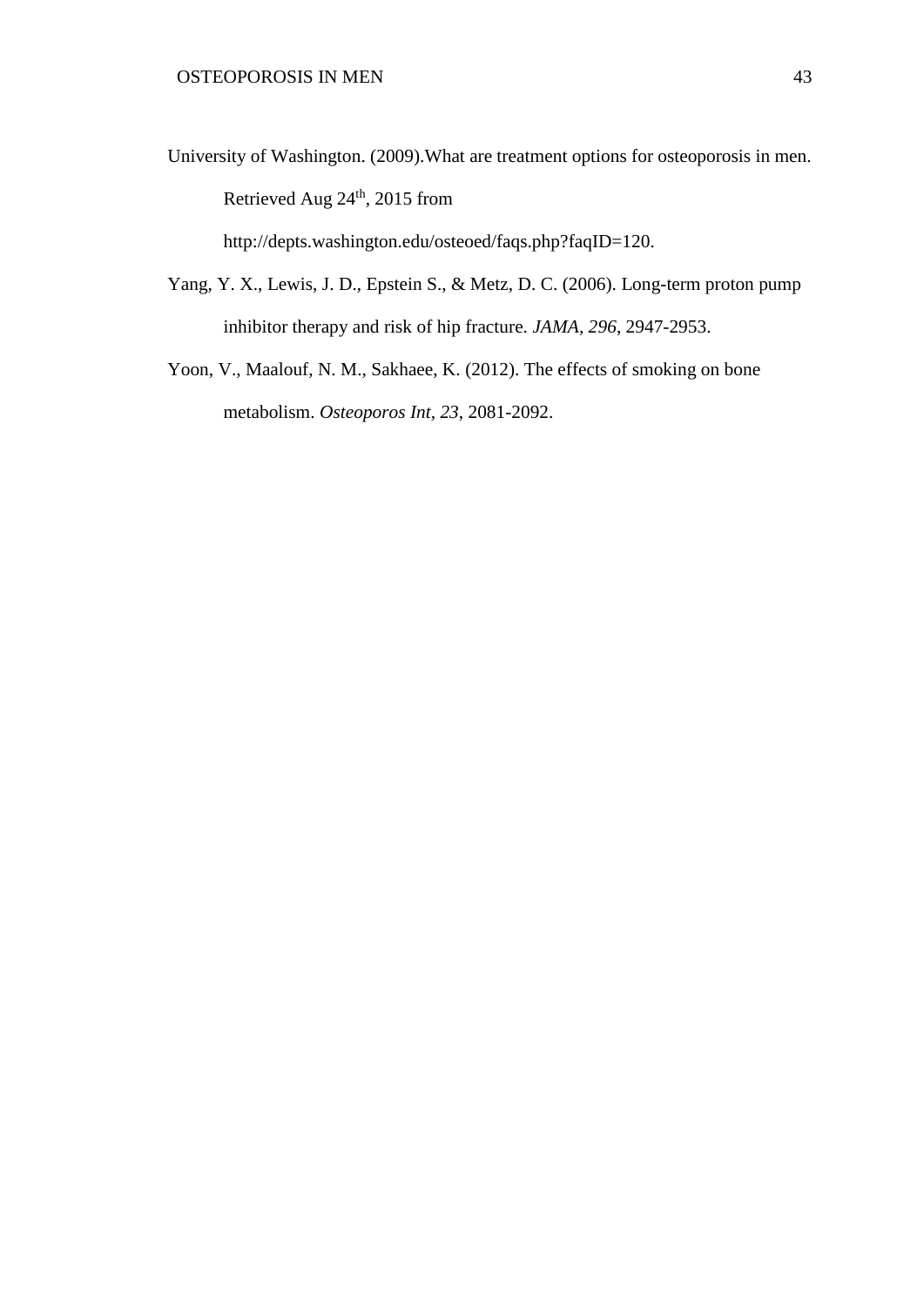University of Washington. (2009).What are treatment options for osteoporosis in men. Retrieved Aug 24th, 2015 from http://depts.washington.edu/osteoed/faqs.php?faqID=120.

Yang, Y. X., Lewis, J. D., Epstein S., & Metz, D. C. (2006). Long-term proton pump inhibitor therapy and risk of hip fracture. *JAMA, 296*, 2947-2953.

Yoon, V., Maalouf, N. M., Sakhaee, K. (2012). The effects of smoking on bone metabolism. *Osteoporos Int, 23*, 2081-2092.